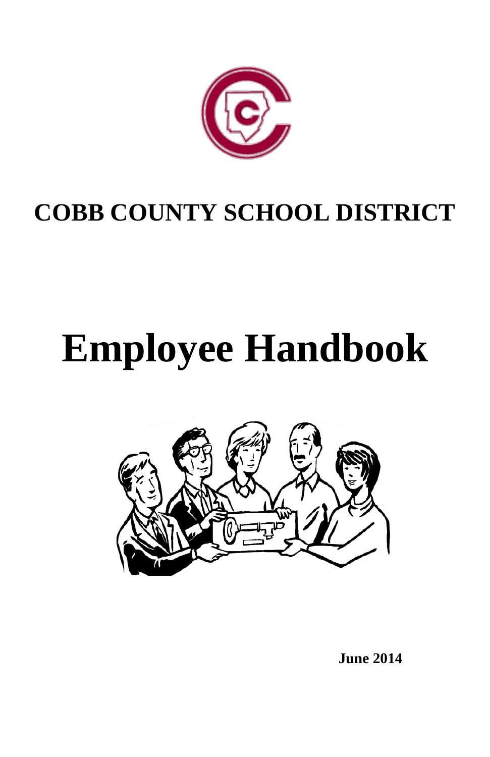# COBB COUNTY SCHOOL DISTRICT

# Employee Handbook

**June 2014**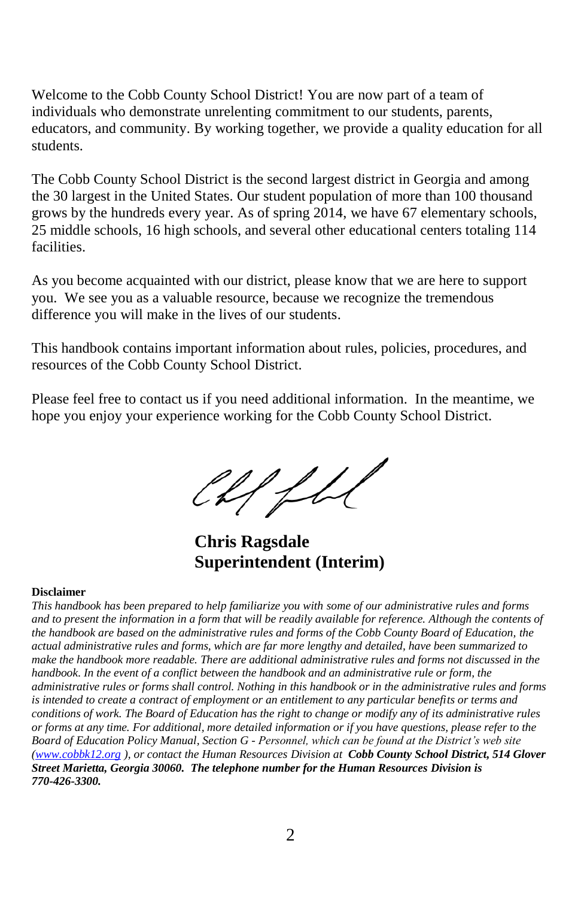Welcome to the Cobb County School District! You are now part of a team of individuals who demonstrate unrelenting commitment to our students, parents, educators, and community. By working together, we provide a quality education for all students.

The Cobb County School District is the second largest district in Georgia and among the 30 largest in the United States. Our student population of more than 100 thousand grows by the hundreds every year. As of spring 2014, we have 67 elementary schools, 25 middle schools, 16 high schools, and several other educational centers totaling 114 facilities.

As you become acquainted with our district, please know that we are here to support you. We see you as a valuable resource, because we recognize the tremendous difference you will make in the lives of our students.

This handbook contains important information about rules, policies, procedures, and resources of the Cobb County School District.

Please feel free to contact us if you need additional information. In the meantime, we hope you enjoy your experience working for the Cobb County School District.

**Chris Ragsdale**
**Superintendent (Interim)**

**Disclaimer**

*This handbook has been prepared to help familiarize you with some of our administrative rules and forms and to present the information in a form that will be readily available for reference. Although the contents of the handbook are based on the administrative rules and forms of the Cobb County Board of Education, the actual administrative rules and forms, which are far more lengthy and detailed, have been summarized to make the handbook more readable. There are additional administrative rules and forms not discussed in the handbook. In the event of a conflict between the handbook and an administrative rule or form, the administrative rules or forms shall control. Nothing in this handbook or in the administrative rules and forms is intended to create a contract of employment or an entitlement to any particular benefits or terms and conditions of work. The Board of Education has the right to change or modify any of its administrative rules or forms at any time. For additional, more detailed information or if you have questions, please refer to the Board of Education Policy Manual, Section G - Personnel, which can be found at the District's web site (www.cobbk12.org ), or contact the Human Resources Division at* ***Cobb County School District, 514 Glover Street Marietta, Georgia 30060. The telephone number for the Human Resources Division is 770-426-3300.***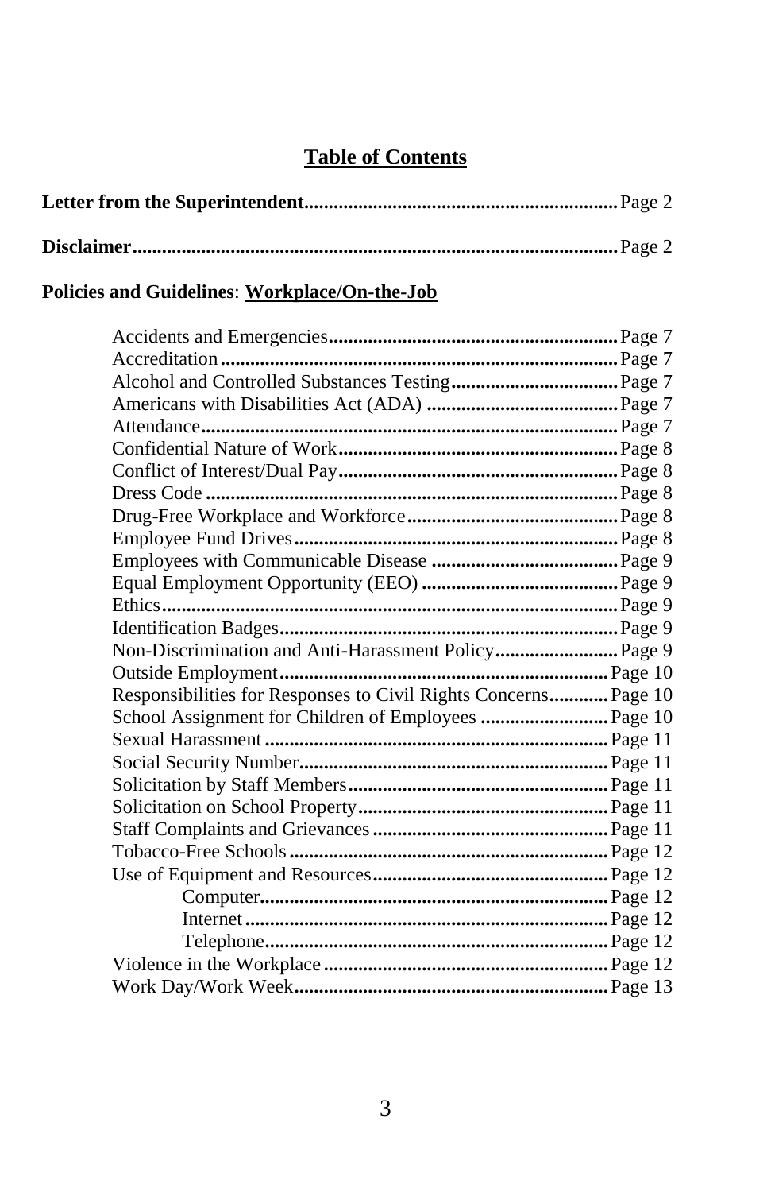## Table of Contents

**Letter from the Superintendent** ........ Page 2

**Disclaimer** ........ Page 2

**Policies and Guidelines**: **Workplace/On-the-Job**

- Accidents and Emergencies ........ Page 7
- Accreditation ........ Page 7
- Alcohol and Controlled Substances Testing ........ Page 7
- Americans with Disabilities Act (ADA) ........ Page 7
- Attendance ........ Page 7
- Confidential Nature of Work ........ Page 8
- Conflict of Interest/Dual Pay ........ Page 8
- Dress Code ........ Page 8
- Drug-Free Workplace and Workforce ........ Page 8
- Employee Fund Drives ........ Page 8
- Employees with Communicable Disease ........ Page 9
- Equal Employment Opportunity (EEO) ........ Page 9
- Ethics ........ Page 9
- Identification Badges ........ Page 9
- Non-Discrimination and Anti-Harassment Policy ........ Page 9
- Outside Employment ........ Page 10
- Responsibilities for Responses to Civil Rights Concerns ........ Page 10
- School Assignment for Children of Employees ........ Page 10
- Sexual Harassment ........ Page 11
- Social Security Number ........ Page 11
- Solicitation by Staff Members ........ Page 11
- Solicitation on School Property ........ Page 11
- Staff Complaints and Grievances ........ Page 11
- Tobacco-Free Schools ........ Page 12
- Use of Equipment and Resources ........ Page 12
  - Computer ........ Page 12
  - Internet ........ Page 12
  - Telephone ........ Page 12
- Violence in the Workplace ........ Page 12
- Work Day/Work Week ........ Page 13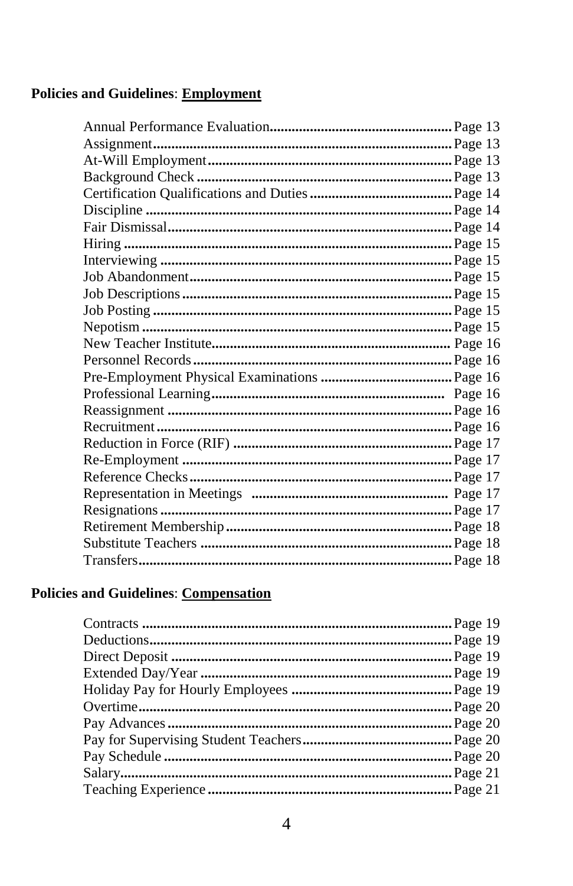**Policies and Guidelines**: **Employment**

| | |
|---|---|
| Annual Performance Evaluation | Page 13 |
| Assignment | Page 13 |
| At-Will Employment | Page 13 |
| Background Check | Page 13 |
| Certification Qualifications and Duties | Page 14 |
| Discipline | Page 14 |
| Fair Dismissal | Page 14 |
| Hiring | Page 15 |
| Interviewing | Page 15 |
| Job Abandonment | Page 15 |
| Job Descriptions | Page 15 |
| Job Posting | Page 15 |
| Nepotism | Page 15 |
| New Teacher Institute | Page 16 |
| Personnel Records | Page 16 |
| Pre-Employment Physical Examinations | Page 16 |
| Professional Learning | Page 16 |
| Reassignment | Page 16 |
| Recruitment | Page 16 |
| Reduction in Force (RIF) | Page 17 |
| Re-Employment | Page 17 |
| Reference Checks | Page 17 |
| Representation in Meetings | Page 17 |
| Resignations | Page 17 |
| Retirement Membership | Page 18 |
| Substitute Teachers | Page 18 |
| Transfers | Page 18 |

**Policies and Guidelines**: **Compensation**

| | |
|---|---|
| Contracts | Page 19 |
| Deductions | Page 19 |
| Direct Deposit | Page 19 |
| Extended Day/Year | Page 19 |
| Holiday Pay for Hourly Employees | Page 19 |
| Overtime | Page 20 |
| Pay Advances | Page 20 |
| Pay for Supervising Student Teachers | Page 20 |
| Pay Schedule | Page 20 |
| Salary | Page 21 |
| Teaching Experience | Page 21 |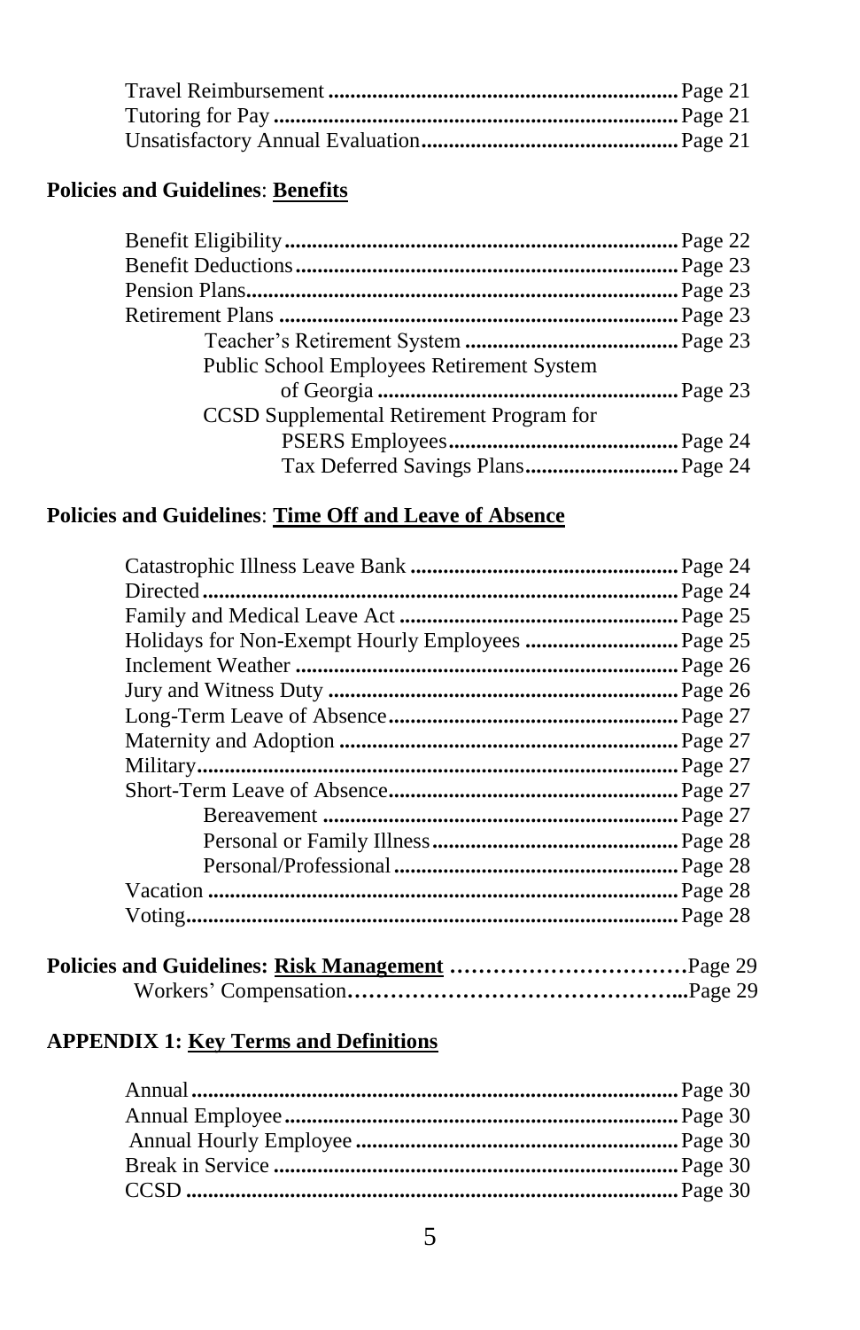Travel Reimbursement ............................................................... Page 21
Tutoring for Pay ........................................................................ Page 21
Unsatisfactory Annual Evaluation .............................................. Page 21

**Policies and Guidelines**: **Benefits**

Benefit Eligibility ...................................................................... Page 22
Benefit Deductions .................................................................... Page 23
Pension Plans ............................................................................. Page 23
Retirement Plans ........................................................................ Page 23
  Teacher's Retirement System ..................................... Page 23
  Public School Employees Retirement System of Georgia ..................................................... Page 23
  CCSD Supplemental Retirement Program for PSERS Employees ......................................... Page 24
    Tax Deferred Savings Plans ........................... Page 24

**Policies and Guidelines**: **Time Off and Leave of Absence**

Catastrophic Illness Leave Bank ................................................ Page 24
Directed ..................................................................................... Page 24
Family and Medical Leave Act .................................................. Page 25
Holidays for Non-Exempt Hourly Employees ........................... Page 25
Inclement Weather ..................................................................... Page 26
Jury and Witness Duty ............................................................... Page 26
Long-Term Leave of Absence .................................................... Page 27
Maternity and Adoption ............................................................. Page 27
Military ...................................................................................... Page 27
Short-Term Leave of Absence .................................................... Page 27
  Bereavement ................................................................ Page 27
  Personal or Family Illness ............................................ Page 28
  Personal/Professional ................................................... Page 28
Vacation ..................................................................................... Page 28
Voting ......................................................................................... Page 28

**Policies and Guidelines: Risk Management** ................................Page 29
 Workers' Compensation.............................................................Page 29

**APPENDIX 1: Key Terms and Definitions**

Annual ........................................................................................ Page 30
Annual Employee ....................................................................... Page 30
Annual Hourly Employee .......................................................... Page 30
Break in Service ......................................................................... Page 30
CCSD ......................................................................................... Page 30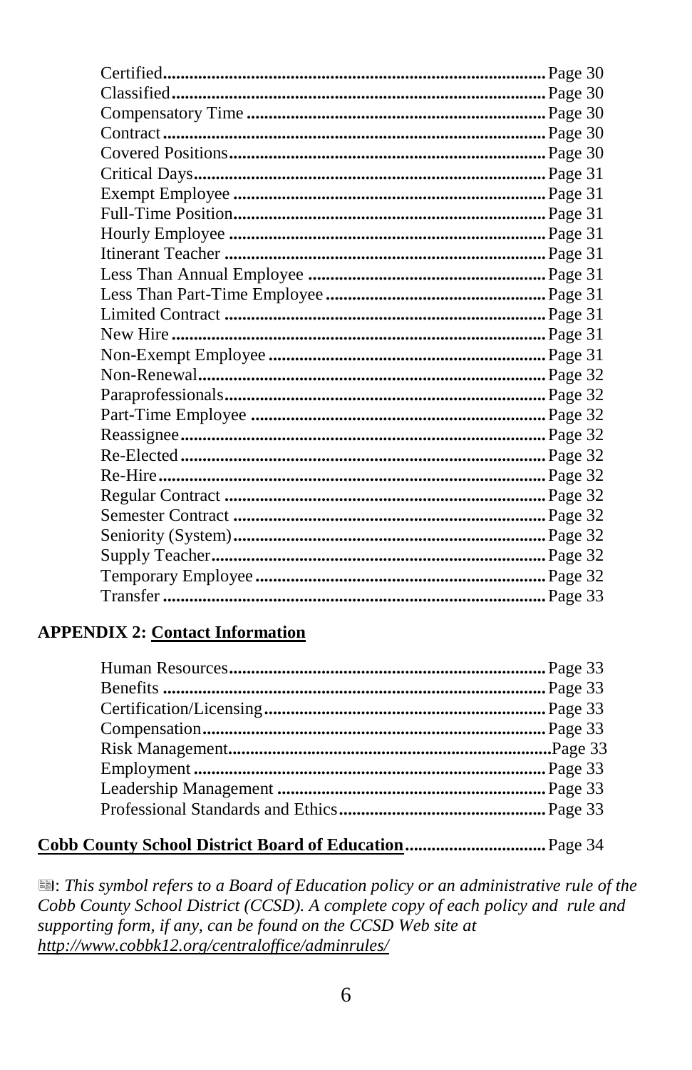Certified.....................................................................................Page 30
Classified...................................................................................Page 30
Compensatory Time ...................................................................Page 30
Contract......................................................................................Page 30
Covered Positions.......................................................................Page 30
Critical Days...............................................................................Page 31
Exempt Employee ......................................................................Page 31
Full-Time Position......................................................................Page 31
Hourly Employee .......................................................................Page 31
Itinerant Teacher ........................................................................Page 31
Less Than Annual Employee ......................................................Page 31
Less Than Part-Time Employee ..................................................Page 31
Limited Contract ........................................................................Page 31
New Hire ....................................................................................Page 31
Non-Exempt Employee ..............................................................Page 31
Non-Renewal..............................................................................Page 32
Paraprofessionals........................................................................Page 32
Part-Time Employee ...................................................................Page 32
Reassignee..................................................................................Page 32
Re-Elected..................................................................................Page 32
Re-Hire.......................................................................................Page 32
Regular Contract ........................................................................Page 32
Semester Contract .......................................................................Page 32
Seniority (System).......................................................................Page 32
Supply Teacher...........................................................................Page 32
Temporary Employee .................................................................Page 32
Transfer ......................................................................................Page 33

**APPENDIX 2: Contact Information**

Human Resources.......................................................................Page 33
Benefits ......................................................................................Page 33
Certification/Licensing...............................................................Page 33
Compensation.............................................................................Page 33
Risk Management........................................................................Page 33
Employment ...............................................................................Page 33
Leadership Management ............................................................Page 33
Professional Standards and Ethics..............................................Page 33

**Cobb County School District Board of Education**................................Page 34

: *This symbol refers to a Board of Education policy or an administrative rule of the Cobb County School District (CCSD). A complete copy of each policy and rule and supporting form, if any, can be found on the CCSD Web site at http://www.cobbk12.org/centraloffice/adminrules/*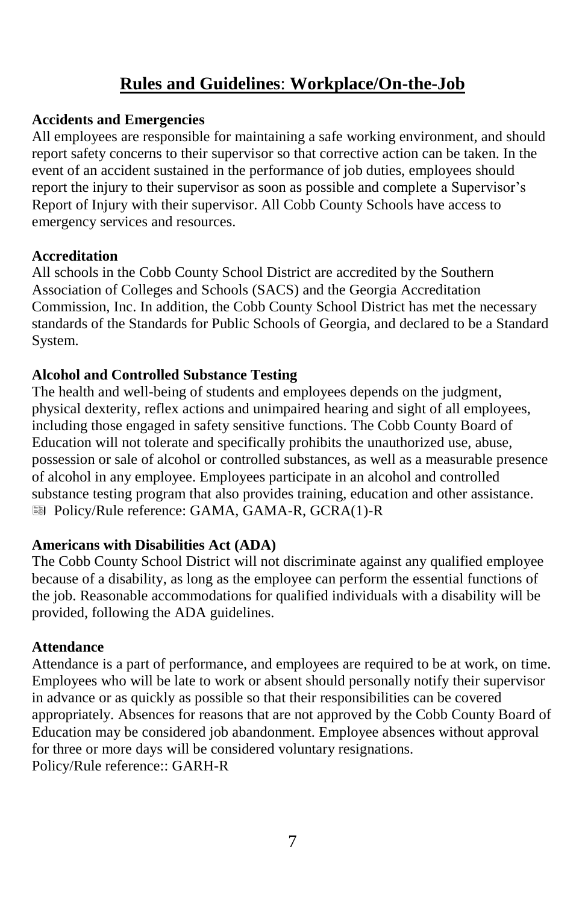# **Rules and Guidelines**: **Workplace/On-the-Job**

**Accidents and Emergencies**
All employees are responsible for maintaining a safe working environment, and should report safety concerns to their supervisor so that corrective action can be taken. In the event of an accident sustained in the performance of job duties, employees should report the injury to their supervisor as soon as possible and complete a Supervisor's Report of Injury with their supervisor. All Cobb County Schools have access to emergency services and resources.

**Accreditation**
All schools in the Cobb County School District are accredited by the Southern Association of Colleges and Schools (SACS) and the Georgia Accreditation Commission, Inc. In addition, the Cobb County School District has met the necessary standards of the Standards for Public Schools of Georgia, and declared to be a Standard System.

**Alcohol and Controlled Substance Testing**
The health and well-being of students and employees depends on the judgment, physical dexterity, reflex actions and unimpaired hearing and sight of all employees, including those engaged in safety sensitive functions. The Cobb County Board of Education will not tolerate and specifically prohibits the unauthorized use, abuse, possession or sale of alcohol or controlled substances, as well as a measurable presence of alcohol in any employee. Employees participate in an alcohol and controlled substance testing program that also provides training, education and other assistance.
Policy/Rule reference: GAMA, GAMA-R, GCRA(1)-R

**Americans with Disabilities Act (ADA)**
The Cobb County School District will not discriminate against any qualified employee because of a disability, as long as the employee can perform the essential functions of the job. Reasonable accommodations for qualified individuals with a disability will be provided, following the ADA guidelines.

**Attendance**
Attendance is a part of performance, and employees are required to be at work, on time. Employees who will be late to work or absent should personally notify their supervisor in advance or as quickly as possible so that their responsibilities can be covered appropriately. Absences for reasons that are not approved by the Cobb County Board of Education may be considered job abandonment. Employee absences without approval for three or more days will be considered voluntary resignations.
Policy/Rule reference:: GARH-R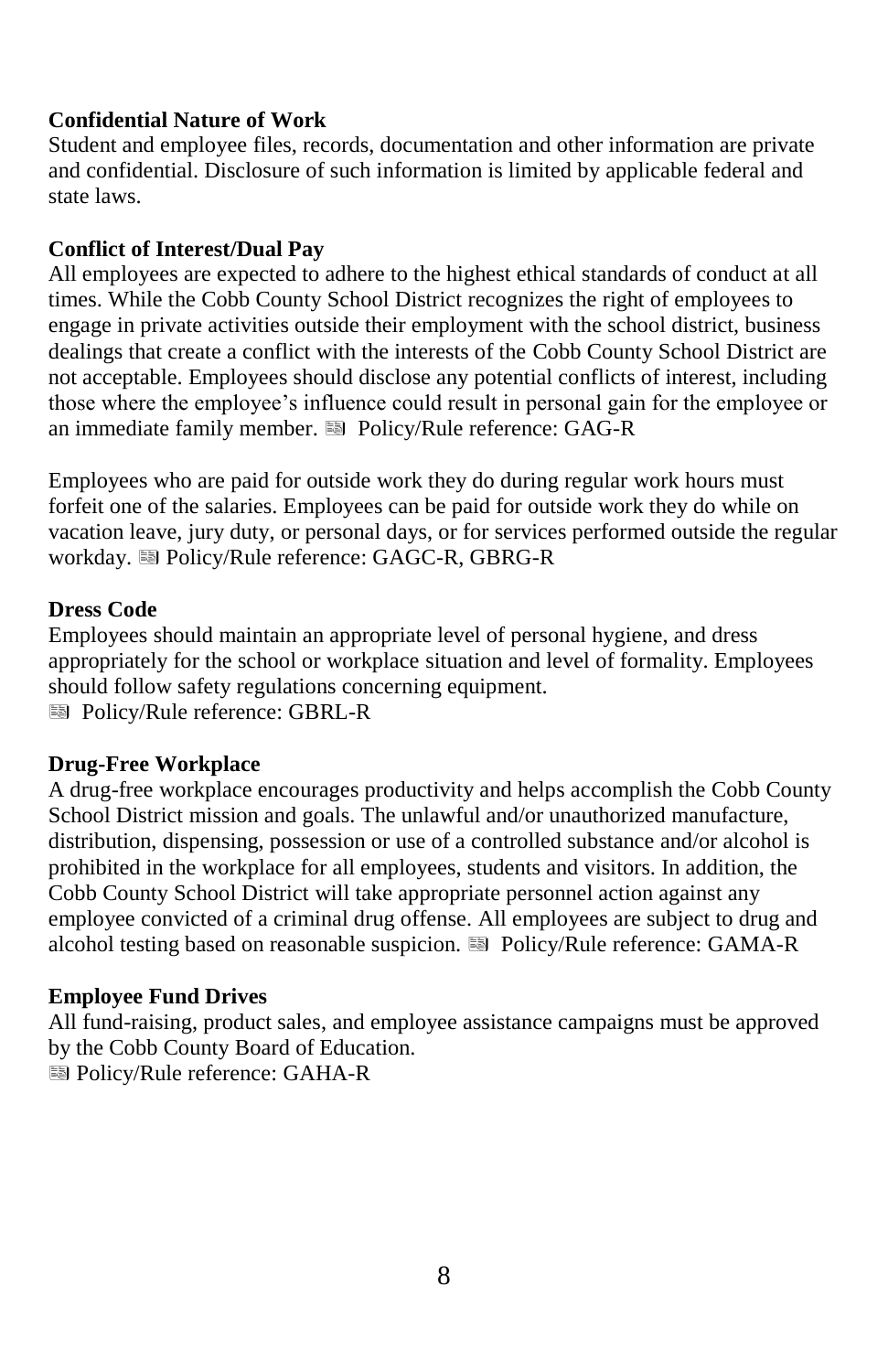**Confidential Nature of Work**

Student and employee files, records, documentation and other information are private and confidential. Disclosure of such information is limited by applicable federal and state laws.

**Conflict of Interest/Dual Pay**

All employees are expected to adhere to the highest ethical standards of conduct at all times. While the Cobb County School District recognizes the right of employees to engage in private activities outside their employment with the school district, business dealings that create a conflict with the interests of the Cobb County School District are not acceptable. Employees should disclose any potential conflicts of interest, including those where the employee's influence could result in personal gain for the employee or an immediate family member. Policy/Rule reference: GAG-R

Employees who are paid for outside work they do during regular work hours must forfeit one of the salaries. Employees can be paid for outside work they do while on vacation leave, jury duty, or personal days, or for services performed outside the regular workday. Policy/Rule reference: GAGC-R, GBRG-R

**Dress Code**

Employees should maintain an appropriate level of personal hygiene, and dress appropriately for the school or workplace situation and level of formality. Employees should follow safety regulations concerning equipment.
Policy/Rule reference: GBRL-R

**Drug-Free Workplace**

A drug-free workplace encourages productivity and helps accomplish the Cobb County School District mission and goals. The unlawful and/or unauthorized manufacture, distribution, dispensing, possession or use of a controlled substance and/or alcohol is prohibited in the workplace for all employees, students and visitors. In addition, the Cobb County School District will take appropriate personnel action against any employee convicted of a criminal drug offense. All employees are subject to drug and alcohol testing based on reasonable suspicion. Policy/Rule reference: GAMA-R

**Employee Fund Drives**

All fund-raising, product sales, and employee assistance campaigns must be approved by the Cobb County Board of Education.
Policy/Rule reference: GAHA-R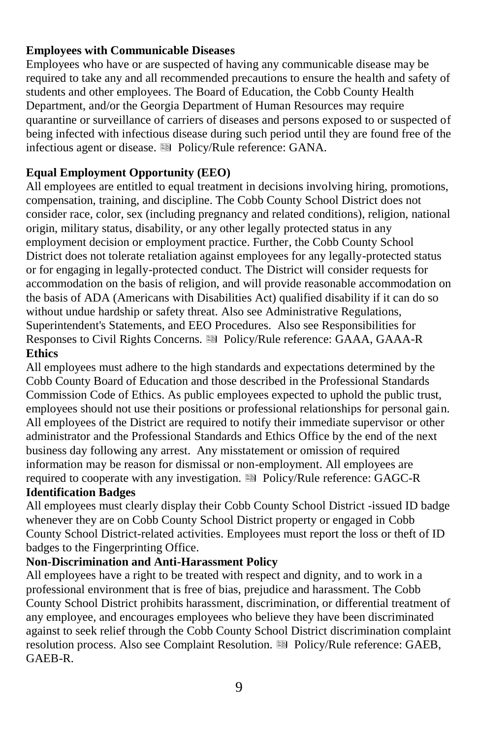**Employees with Communicable Diseases**

Employees who have or are suspected of having any communicable disease may be required to take any and all recommended precautions to ensure the health and safety of students and other employees. The Board of Education, the Cobb County Health Department, and/or the Georgia Department of Human Resources may require quarantine or surveillance of carriers of diseases and persons exposed to or suspected of being infected with infectious disease during such period until they are found free of the infectious agent or disease. Policy/Rule reference: GANA.

**Equal Employment Opportunity (EEO)**

All employees are entitled to equal treatment in decisions involving hiring, promotions, compensation, training, and discipline. The Cobb County School District does not consider race, color, sex (including pregnancy and related conditions), religion, national origin, military status, disability, or any other legally protected status in any employment decision or employment practice. Further, the Cobb County School District does not tolerate retaliation against employees for any legally-protected status or for engaging in legally-protected conduct. The District will consider requests for accommodation on the basis of religion, and will provide reasonable accommodation on the basis of ADA (Americans with Disabilities Act) qualified disability if it can do so without undue hardship or safety threat. Also see Administrative Regulations, Superintendent's Statements, and EEO Procedures. Also see Responsibilities for Responses to Civil Rights Concerns. Policy/Rule reference: GAAA, GAAA-R

**Ethics**

All employees must adhere to the high standards and expectations determined by the Cobb County Board of Education and those described in the Professional Standards Commission Code of Ethics. As public employees expected to uphold the public trust, employees should not use their positions or professional relationships for personal gain. All employees of the District are required to notify their immediate supervisor or other administrator and the Professional Standards and Ethics Office by the end of the next business day following any arrest. Any misstatement or omission of required information may be reason for dismissal or non-employment. All employees are required to cooperate with any investigation. Policy/Rule reference: GAGC-R

**Identification Badges**

All employees must clearly display their Cobb County School District -issued ID badge whenever they are on Cobb County School District property or engaged in Cobb County School District-related activities. Employees must report the loss or theft of ID badges to the Fingerprinting Office.

**Non-Discrimination and Anti-Harassment Policy**

All employees have a right to be treated with respect and dignity, and to work in a professional environment that is free of bias, prejudice and harassment. The Cobb County School District prohibits harassment, discrimination, or differential treatment of any employee, and encourages employees who believe they have been discriminated against to seek relief through the Cobb County School District discrimination complaint resolution process. Also see Complaint Resolution. Policy/Rule reference: GAEB, GAEB-R.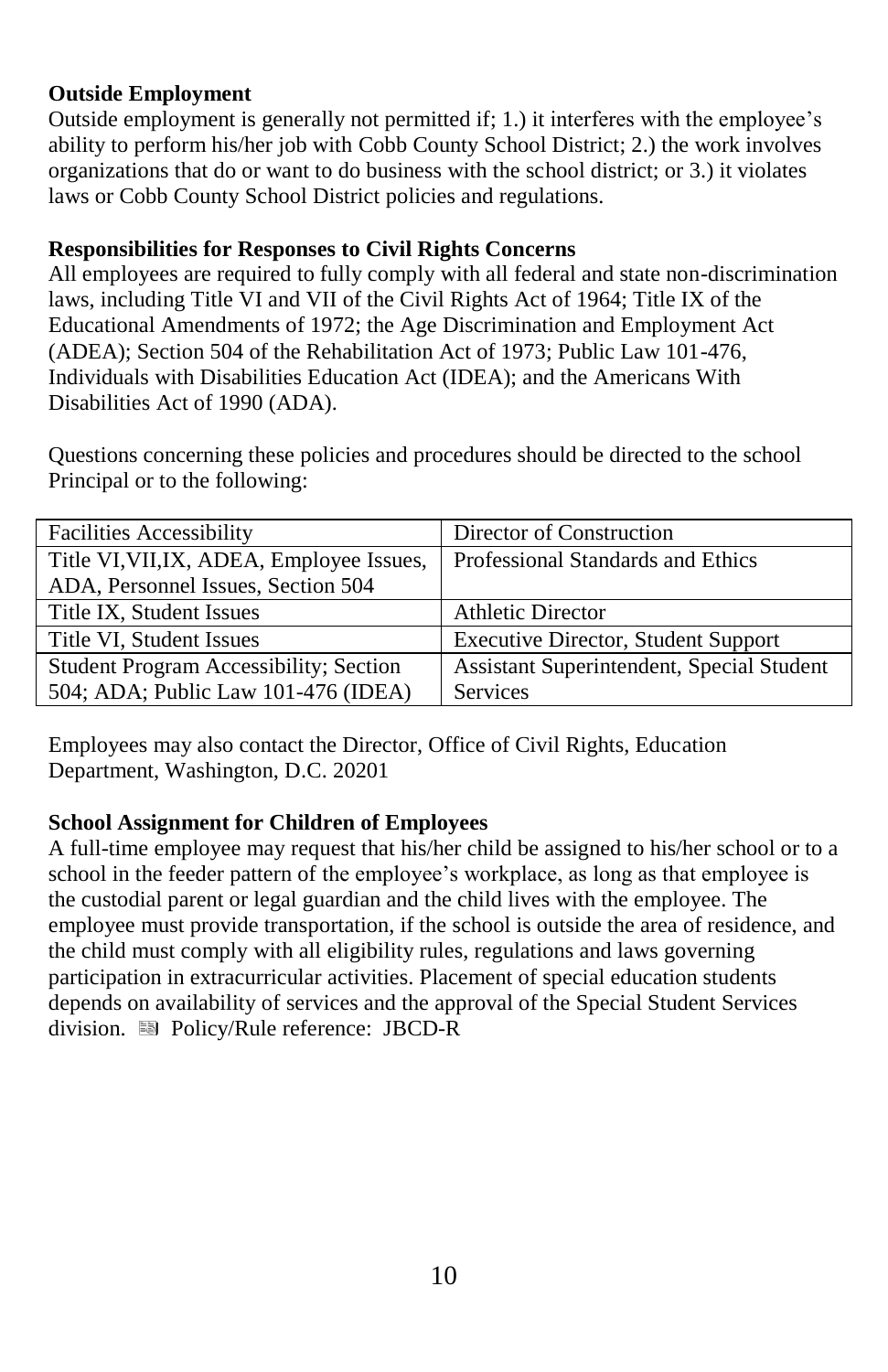**Outside Employment**

Outside employment is generally not permitted if; 1.) it interferes with the employee's ability to perform his/her job with Cobb County School District; 2.) the work involves organizations that do or want to do business with the school district; or 3.) it violates laws or Cobb County School District policies and regulations.

**Responsibilities for Responses to Civil Rights Concerns**

All employees are required to fully comply with all federal and state non-discrimination laws, including Title VI and VII of the Civil Rights Act of 1964; Title IX of the Educational Amendments of 1972; the Age Discrimination and Employment Act (ADEA); Section 504 of the Rehabilitation Act of 1973; Public Law 101-476, Individuals with Disabilities Education Act (IDEA); and the Americans With Disabilities Act of 1990 (ADA).

Questions concerning these policies and procedures should be directed to the school Principal or to the following:

| | |
|---|---|
| Facilities Accessibility | Director of Construction |
| Title VI,VII,IX, ADEA, Employee Issues, ADA, Personnel Issues, Section 504 | Professional Standards and Ethics |
| Title IX, Student Issues | Athletic Director |
| Title VI, Student Issues | Executive Director, Student Support |
| Student Program Accessibility; Section 504; ADA; Public Law 101-476 (IDEA) | Assistant Superintendent, Special Student Services |

Employees may also contact the Director, Office of Civil Rights, Education Department, Washington, D.C. 20201

**School Assignment for Children of Employees**

A full-time employee may request that his/her child be assigned to his/her school or to a school in the feeder pattern of the employee's workplace, as long as that employee is the custodial parent or legal guardian and the child lives with the employee. The employee must provide transportation, if the school is outside the area of residence, and the child must comply with all eligibility rules, regulations and laws governing participation in extracurricular activities. Placement of special education students depends on availability of services and the approval of the Special Student Services division. Policy/Rule reference: JBCD-R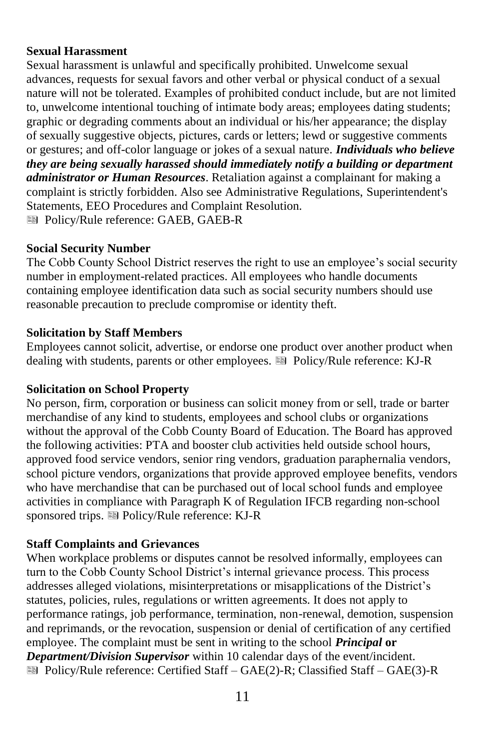**Sexual Harassment**

Sexual harassment is unlawful and specifically prohibited. Unwelcome sexual advances, requests for sexual favors and other verbal or physical conduct of a sexual nature will not be tolerated. Examples of prohibited conduct include, but are not limited to, unwelcome intentional touching of intimate body areas; employees dating students; graphic or degrading comments about an individual or his/her appearance; the display of sexually suggestive objects, pictures, cards or letters; lewd or suggestive comments or gestures; and off-color language or jokes of a sexual nature. ***Individuals who believe they are being sexually harassed should immediately notify a building or department administrator or Human Resources***. Retaliation against a complainant for making a complaint is strictly forbidden. Also see Administrative Regulations, Superintendent's Statements, EEO Procedures and Complaint Resolution.

Policy/Rule reference: GAEB, GAEB-R

**Social Security Number**

The Cobb County School District reserves the right to use an employee's social security number in employment-related practices. All employees who handle documents containing employee identification data such as social security numbers should use reasonable precaution to preclude compromise or identity theft.

**Solicitation by Staff Members**

Employees cannot solicit, advertise, or endorse one product over another product when dealing with students, parents or other employees. Policy/Rule reference: KJ-R

**Solicitation on School Property**

No person, firm, corporation or business can solicit money from or sell, trade or barter merchandise of any kind to students, employees and school clubs or organizations without the approval of the Cobb County Board of Education. The Board has approved the following activities: PTA and booster club activities held outside school hours, approved food service vendors, senior ring vendors, graduation paraphernalia vendors, school picture vendors, organizations that provide approved employee benefits, vendors who have merchandise that can be purchased out of local school funds and employee activities in compliance with Paragraph K of Regulation IFCB regarding non-school sponsored trips. Policy/Rule reference: KJ-R

**Staff Complaints and Grievances**

When workplace problems or disputes cannot be resolved informally, employees can turn to the Cobb County School District's internal grievance process. This process addresses alleged violations, misinterpretations or misapplications of the District's statutes, policies, rules, regulations or written agreements. It does not apply to performance ratings, job performance, termination, non-renewal, demotion, suspension and reprimands, or the revocation, suspension or denial of certification of any certified employee. The complaint must be sent in writing to the school ***Principal*** **or** ***Department/Division Supervisor*** within 10 calendar days of the event/incident.

Policy/Rule reference: Certified Staff – GAE(2)-R; Classified Staff – GAE(3)-R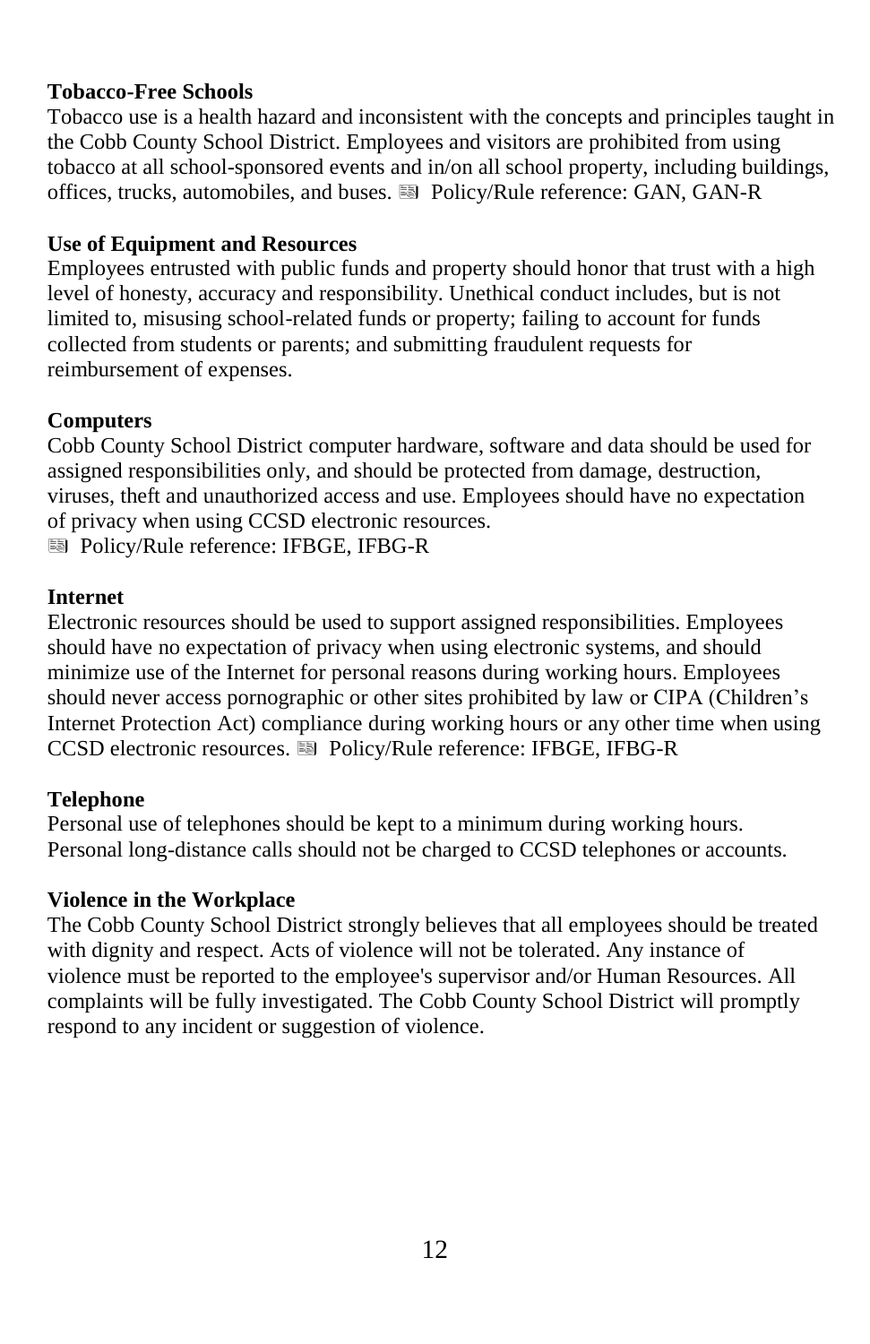**Tobacco-Free Schools**

Tobacco use is a health hazard and inconsistent with the concepts and principles taught in the Cobb County School District. Employees and visitors are prohibited from using tobacco at all school-sponsored events and in/on all school property, including buildings, offices, trucks, automobiles, and buses. Policy/Rule reference: GAN, GAN-R

**Use of Equipment and Resources**

Employees entrusted with public funds and property should honor that trust with a high level of honesty, accuracy and responsibility. Unethical conduct includes, but is not limited to, misusing school-related funds or property; failing to account for funds collected from students or parents; and submitting fraudulent requests for reimbursement of expenses.

**Computers**

Cobb County School District computer hardware, software and data should be used for assigned responsibilities only, and should be protected from damage, destruction, viruses, theft and unauthorized access and use. Employees should have no expectation of privacy when using CCSD electronic resources.
Policy/Rule reference: IFBGE, IFBG-R

**Internet**

Electronic resources should be used to support assigned responsibilities. Employees should have no expectation of privacy when using electronic systems, and should minimize use of the Internet for personal reasons during working hours. Employees should never access pornographic or other sites prohibited by law or CIPA (Children's Internet Protection Act) compliance during working hours or any other time when using CCSD electronic resources. Policy/Rule reference: IFBGE, IFBG-R

**Telephone**

Personal use of telephones should be kept to a minimum during working hours. Personal long-distance calls should not be charged to CCSD telephones or accounts.

**Violence in the Workplace**

The Cobb County School District strongly believes that all employees should be treated with dignity and respect. Acts of violence will not be tolerated. Any instance of violence must be reported to the employee's supervisor and/or Human Resources. All complaints will be fully investigated. The Cobb County School District will promptly respond to any incident or suggestion of violence.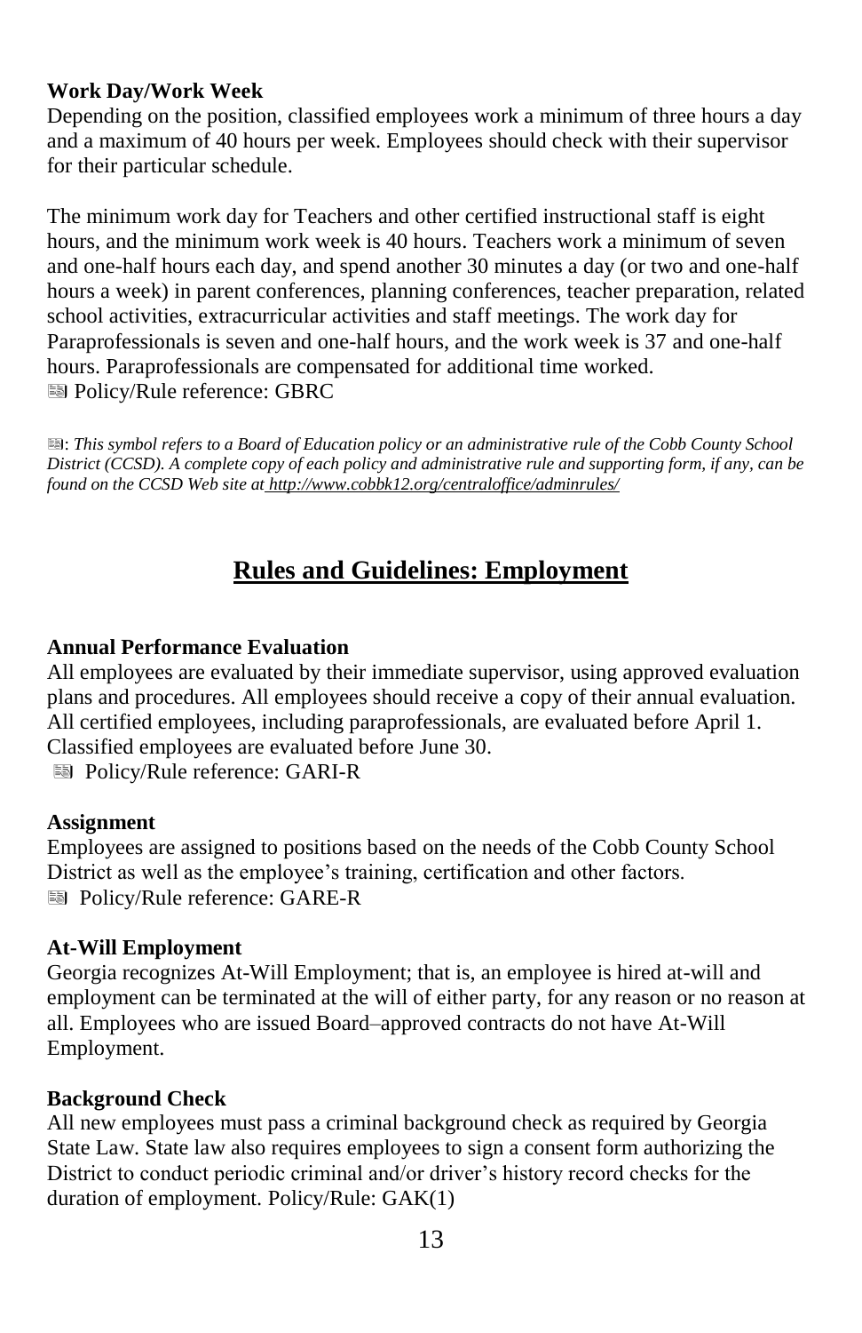**Work Day/Work Week**

Depending on the position, classified employees work a minimum of three hours a day and a maximum of 40 hours per week. Employees should check with their supervisor for their particular schedule.

The minimum work day for Teachers and other certified instructional staff is eight hours, and the minimum work week is 40 hours. Teachers work a minimum of seven and one-half hours each day, and spend another 30 minutes a day (or two and one-half hours a week) in parent conferences, planning conferences, teacher preparation, related school activities, extracurricular activities and staff meetings. The work day for Paraprofessionals is seven and one-half hours, and the work week is 37 and one-half hours. Paraprofessionals are compensated for additional time worked.

📖 Policy/Rule reference: GBRC

📖: *This symbol refers to a Board of Education policy or an administrative rule of the Cobb County School District (CCSD). A complete copy of each policy and administrative rule and supporting form, if any, can be found on the CCSD Web site at http://www.cobbk12.org/centraloffice/adminrules/*

## Rules and Guidelines: Employment

**Annual Performance Evaluation**

All employees are evaluated by their immediate supervisor, using approved evaluation plans and procedures. All employees should receive a copy of their annual evaluation. All certified employees, including paraprofessionals, are evaluated before April 1. Classified employees are evaluated before June 30.

📖 Policy/Rule reference: GARI-R

**Assignment**

Employees are assigned to positions based on the needs of the Cobb County School District as well as the employee's training, certification and other factors.

📖 Policy/Rule reference: GARE-R

**At-Will Employment**

Georgia recognizes At-Will Employment; that is, an employee is hired at-will and employment can be terminated at the will of either party, for any reason or no reason at all. Employees who are issued Board–approved contracts do not have At-Will Employment.

**Background Check**

All new employees must pass a criminal background check as required by Georgia State Law. State law also requires employees to sign a consent form authorizing the District to conduct periodic criminal and/or driver's history record checks for the duration of employment. Policy/Rule: GAK(1)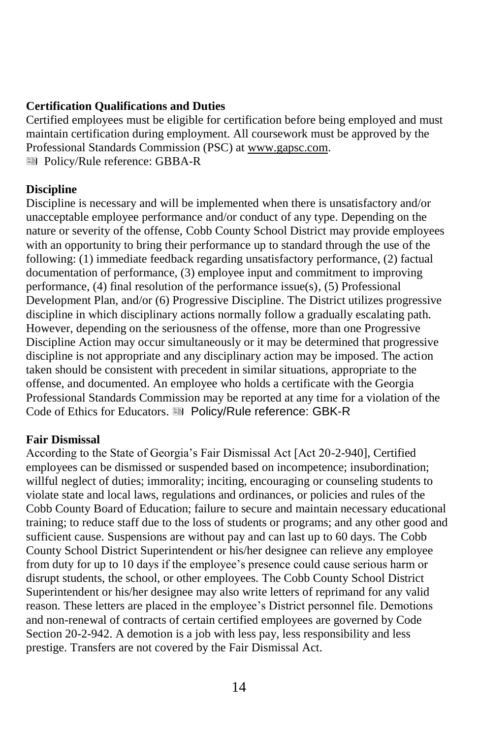**Certification Qualifications and Duties**

Certified employees must be eligible for certification before being employed and must maintain certification during employment. All coursework must be approved by the Professional Standards Commission (PSC) at www.gapsc.com.

Policy/Rule reference: GBBA-R

**Discipline**

Discipline is necessary and will be implemented when there is unsatisfactory and/or unacceptable employee performance and/or conduct of any type. Depending on the nature or severity of the offense, Cobb County School District may provide employees with an opportunity to bring their performance up to standard through the use of the following: (1) immediate feedback regarding unsatisfactory performance, (2) factual documentation of performance, (3) employee input and commitment to improving performance, (4) final resolution of the performance issue(s), (5) Professional Development Plan, and/or (6) Progressive Discipline. The District utilizes progressive discipline in which disciplinary actions normally follow a gradually escalating path. However, depending on the seriousness of the offense, more than one Progressive Discipline Action may occur simultaneously or it may be determined that progressive discipline is not appropriate and any disciplinary action may be imposed. The action taken should be consistent with precedent in similar situations, appropriate to the offense, and documented. An employee who holds a certificate with the Georgia Professional Standards Commission may be reported at any time for a violation of the Code of Ethics for Educators. Policy/Rule reference: GBK-R

**Fair Dismissal**

According to the State of Georgia's Fair Dismissal Act [Act 20-2-940], Certified employees can be dismissed or suspended based on incompetence; insubordination; willful neglect of duties; immorality; inciting, encouraging or counseling students to violate state and local laws, regulations and ordinances, or policies and rules of the Cobb County Board of Education; failure to secure and maintain necessary educational training; to reduce staff due to the loss of students or programs; and any other good and sufficient cause. Suspensions are without pay and can last up to 60 days. The Cobb County School District Superintendent or his/her designee can relieve any employee from duty for up to 10 days if the employee's presence could cause serious harm or disrupt students, the school, or other employees. The Cobb County School District Superintendent or his/her designee may also write letters of reprimand for any valid reason. These letters are placed in the employee's District personnel file. Demotions and non-renewal of contracts of certain certified employees are governed by Code Section 20-2-942. A demotion is a job with less pay, less responsibility and less prestige. Transfers are not covered by the Fair Dismissal Act.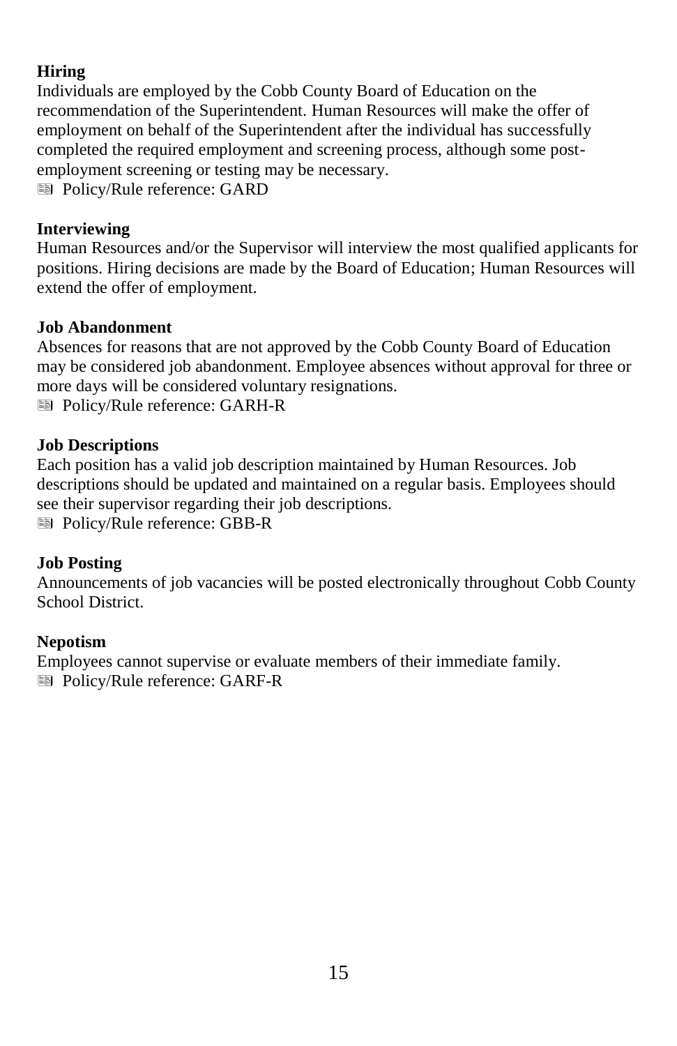**Hiring**

Individuals are employed by the Cobb County Board of Education on the recommendation of the Superintendent. Human Resources will make the offer of employment on behalf of the Superintendent after the individual has successfully completed the required employment and screening process, although some post-employment screening or testing may be necessary.

Policy/Rule reference: GARD

**Interviewing**

Human Resources and/or the Supervisor will interview the most qualified applicants for positions. Hiring decisions are made by the Board of Education; Human Resources will extend the offer of employment.

**Job Abandonment**

Absences for reasons that are not approved by the Cobb County Board of Education may be considered job abandonment. Employee absences without approval for three or more days will be considered voluntary resignations.

Policy/Rule reference: GARH-R

**Job Descriptions**

Each position has a valid job description maintained by Human Resources. Job descriptions should be updated and maintained on a regular basis. Employees should see their supervisor regarding their job descriptions.

Policy/Rule reference: GBB-R

**Job Posting**

Announcements of job vacancies will be posted electronically throughout Cobb County School District.

**Nepotism**

Employees cannot supervise or evaluate members of their immediate family.

Policy/Rule reference: GARF-R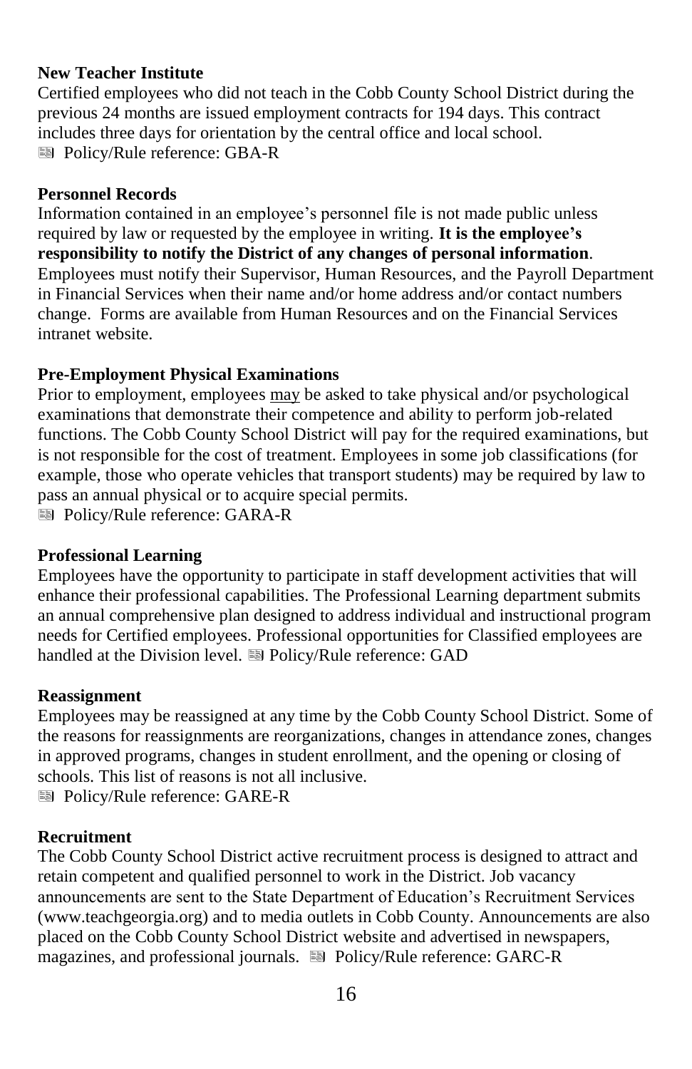**New Teacher Institute**

Certified employees who did not teach in the Cobb County School District during the previous 24 months are issued employment contracts for 194 days. This contract includes three days for orientation by the central office and local school.

📰 Policy/Rule reference: GBA-R

**Personnel Records**

Information contained in an employee's personnel file is not made public unless required by law or requested by the employee in writing. **It is the employee's responsibility to notify the District of any changes of personal information**. Employees must notify their Supervisor, Human Resources, and the Payroll Department in Financial Services when their name and/or home address and/or contact numbers change. Forms are available from Human Resources and on the Financial Services intranet website.

**Pre-Employment Physical Examinations**

Prior to employment, employees <u>may</u> be asked to take physical and/or psychological examinations that demonstrate their competence and ability to perform job-related functions. The Cobb County School District will pay for the required examinations, but is not responsible for the cost of treatment. Employees in some job classifications (for example, those who operate vehicles that transport students) may be required by law to pass an annual physical or to acquire special permits.

📰 Policy/Rule reference: GARA-R

**Professional Learning**

Employees have the opportunity to participate in staff development activities that will enhance their professional capabilities. The Professional Learning department submits an annual comprehensive plan designed to address individual and instructional program needs for Certified employees. Professional opportunities for Classified employees are handled at the Division level. 📰 Policy/Rule reference: GAD

**Reassignment**

Employees may be reassigned at any time by the Cobb County School District. Some of the reasons for reassignments are reorganizations, changes in attendance zones, changes in approved programs, changes in student enrollment, and the opening or closing of schools. This list of reasons is not all inclusive.

📰 Policy/Rule reference: GARE-R

**Recruitment**

The Cobb County School District active recruitment process is designed to attract and retain competent and qualified personnel to work in the District. Job vacancy announcements are sent to the State Department of Education's Recruitment Services (www.teachgeorgia.org) and to media outlets in Cobb County. Announcements are also placed on the Cobb County School District website and advertised in newspapers, magazines, and professional journals. 📰 Policy/Rule reference: GARC-R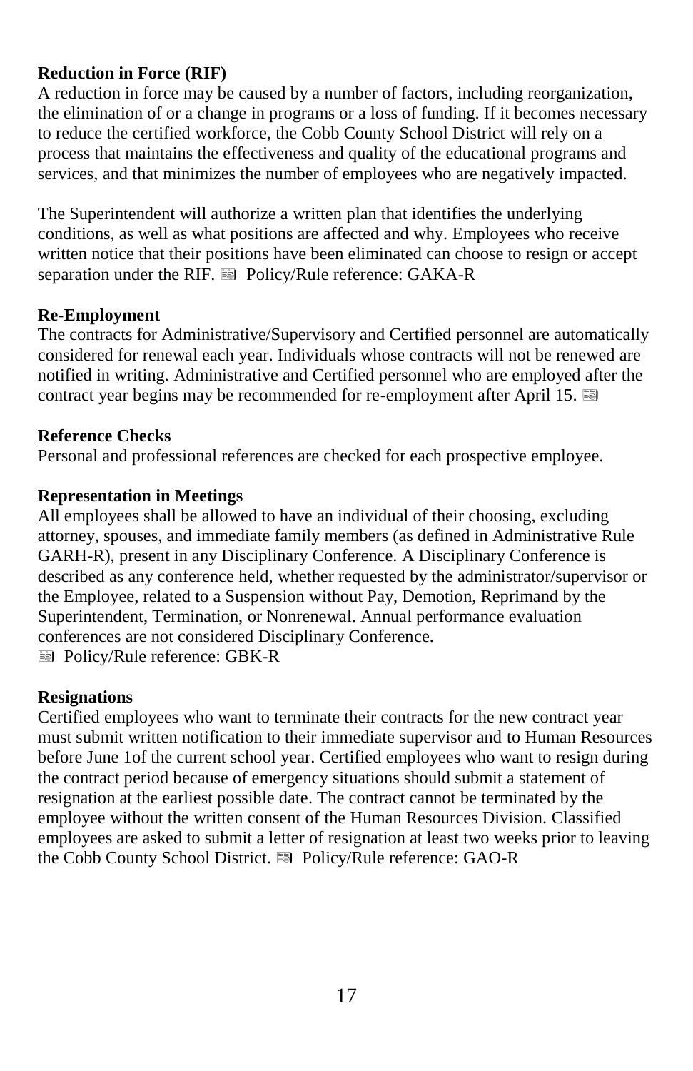**Reduction in Force (RIF)**

A reduction in force may be caused by a number of factors, including reorganization, the elimination of or a change in programs or a loss of funding. If it becomes necessary to reduce the certified workforce, the Cobb County School District will rely on a process that maintains the effectiveness and quality of the educational programs and services, and that minimizes the number of employees who are negatively impacted.

The Superintendent will authorize a written plan that identifies the underlying conditions, as well as what positions are affected and why. Employees who receive written notice that their positions have been eliminated can choose to resign or accept separation under the RIF. Policy/Rule reference: GAKA-R

**Re-Employment**

The contracts for Administrative/Supervisory and Certified personnel are automatically considered for renewal each year. Individuals whose contracts will not be renewed are notified in writing. Administrative and Certified personnel who are employed after the contract year begins may be recommended for re-employment after April 15.

**Reference Checks**

Personal and professional references are checked for each prospective employee.

**Representation in Meetings**

All employees shall be allowed to have an individual of their choosing, excluding attorney, spouses, and immediate family members (as defined in Administrative Rule GARH-R), present in any Disciplinary Conference. A Disciplinary Conference is described as any conference held, whether requested by the administrator/supervisor or the Employee, related to a Suspension without Pay, Demotion, Reprimand by the Superintendent, Termination, or Nonrenewal. Annual performance evaluation conferences are not considered Disciplinary Conference.
Policy/Rule reference: GBK-R

**Resignations**

Certified employees who want to terminate their contracts for the new contract year must submit written notification to their immediate supervisor and to Human Resources before June 1of the current school year. Certified employees who want to resign during the contract period because of emergency situations should submit a statement of resignation at the earliest possible date. The contract cannot be terminated by the employee without the written consent of the Human Resources Division. Classified employees are asked to submit a letter of resignation at least two weeks prior to leaving the Cobb County School District. Policy/Rule reference: GAO-R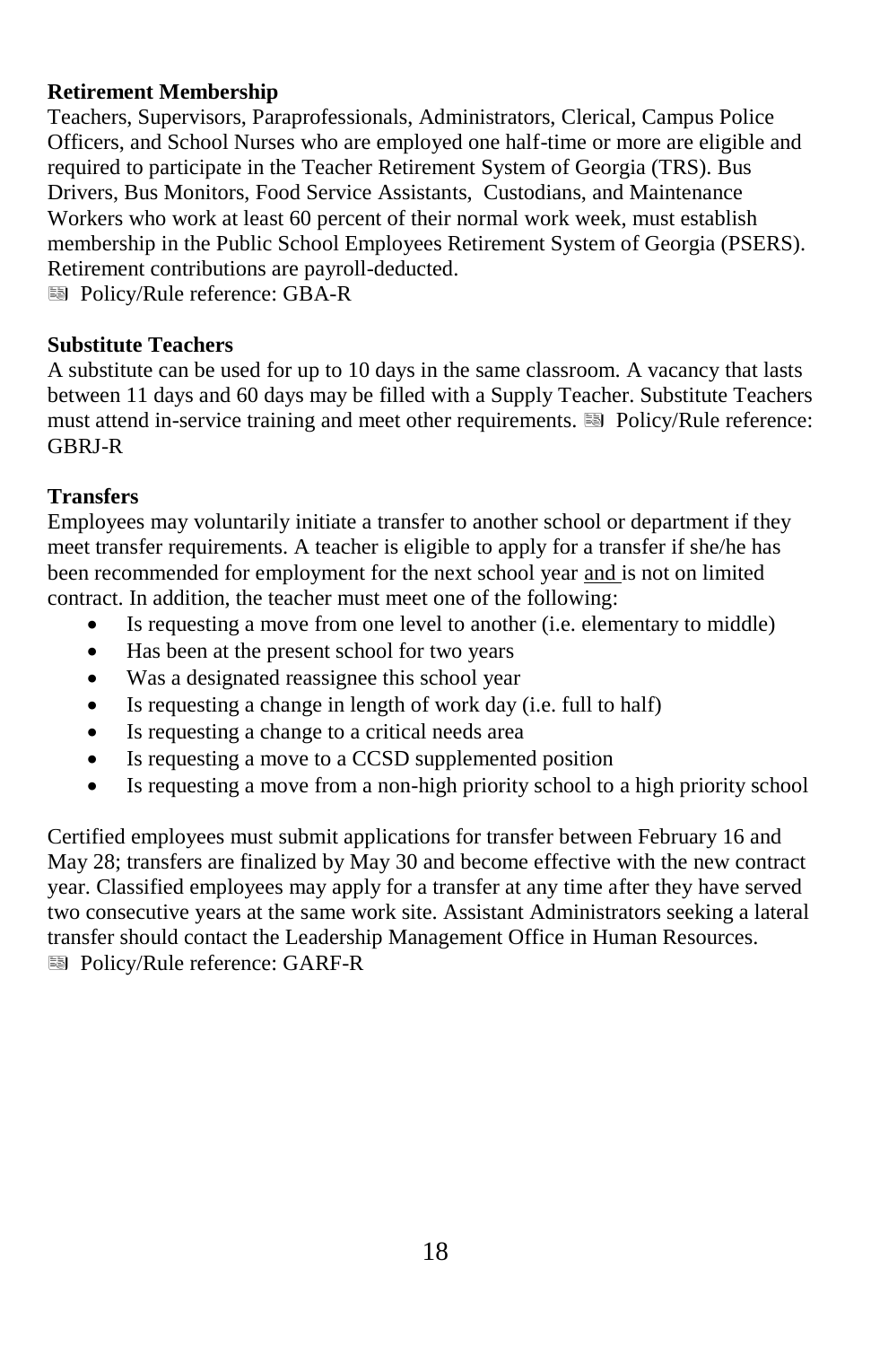**Retirement Membership**

Teachers, Supervisors, Paraprofessionals, Administrators, Clerical, Campus Police Officers, and School Nurses who are employed one half-time or more are eligible and required to participate in the Teacher Retirement System of Georgia (TRS). Bus Drivers, Bus Monitors, Food Service Assistants, Custodians, and Maintenance Workers who work at least 60 percent of their normal work week, must establish membership in the Public School Employees Retirement System of Georgia (PSERS). Retirement contributions are payroll-deducted.

Policy/Rule reference: GBA-R

**Substitute Teachers**

A substitute can be used for up to 10 days in the same classroom. A vacancy that lasts between 11 days and 60 days may be filled with a Supply Teacher. Substitute Teachers must attend in-service training and meet other requirements. Policy/Rule reference: GBRJ-R

**Transfers**

Employees may voluntarily initiate a transfer to another school or department if they meet transfer requirements. A teacher is eligible to apply for a transfer if she/he has been recommended for employment for the next school year and is not on limited contract. In addition, the teacher must meet one of the following:

- Is requesting a move from one level to another (i.e. elementary to middle)
- Has been at the present school for two years
- Was a designated reassignee this school year
- Is requesting a change in length of work day (i.e. full to half)
- Is requesting a change to a critical needs area
- Is requesting a move to a CCSD supplemented position
- Is requesting a move from a non-high priority school to a high priority school

Certified employees must submit applications for transfer between February 16 and May 28; transfers are finalized by May 30 and become effective with the new contract year. Classified employees may apply for a transfer at any time after they have served two consecutive years at the same work site. Assistant Administrators seeking a lateral transfer should contact the Leadership Management Office in Human Resources.

Policy/Rule reference: GARF-R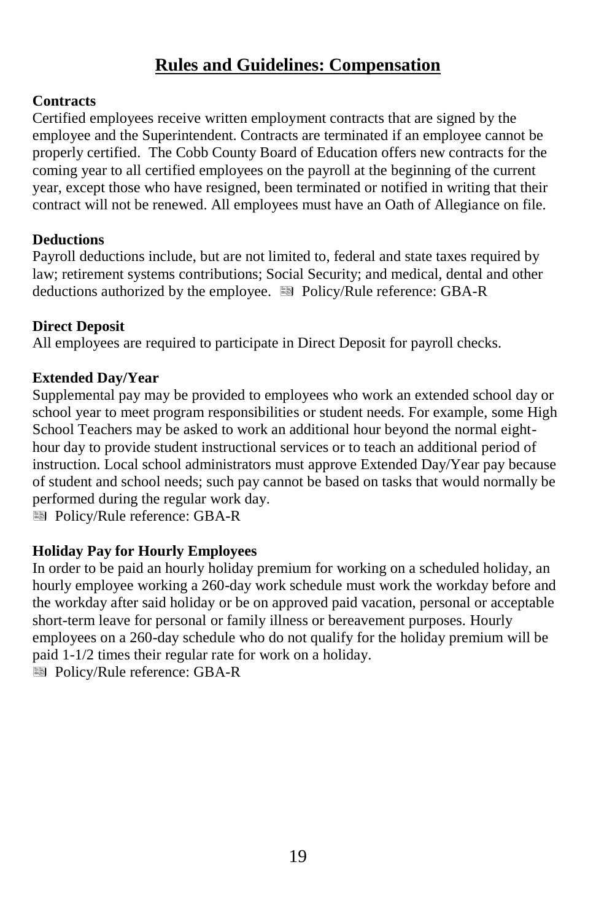# Rules and Guidelines: Compensation

**Contracts**

Certified employees receive written employment contracts that are signed by the employee and the Superintendent. Contracts are terminated if an employee cannot be properly certified. The Cobb County Board of Education offers new contracts for the coming year to all certified employees on the payroll at the beginning of the current year, except those who have resigned, been terminated or notified in writing that their contract will not be renewed. All employees must have an Oath of Allegiance on file.

**Deductions**

Payroll deductions include, but are not limited to, federal and state taxes required by law; retirement systems contributions; Social Security; and medical, dental and other deductions authorized by the employee. Policy/Rule reference: GBA-R

**Direct Deposit**

All employees are required to participate in Direct Deposit for payroll checks.

**Extended Day/Year**

Supplemental pay may be provided to employees who work an extended school day or school year to meet program responsibilities or student needs. For example, some High School Teachers may be asked to work an additional hour beyond the normal eight-hour day to provide student instructional services or to teach an additional period of instruction. Local school administrators must approve Extended Day/Year pay because of student and school needs; such pay cannot be based on tasks that would normally be performed during the regular work day.

Policy/Rule reference: GBA-R

**Holiday Pay for Hourly Employees**

In order to be paid an hourly holiday premium for working on a scheduled holiday, an hourly employee working a 260-day work schedule must work the workday before and the workday after said holiday or be on approved paid vacation, personal or acceptable short-term leave for personal or family illness or bereavement purposes. Hourly employees on a 260-day schedule who do not qualify for the holiday premium will be paid 1-1/2 times their regular rate for work on a holiday.

Policy/Rule reference: GBA-R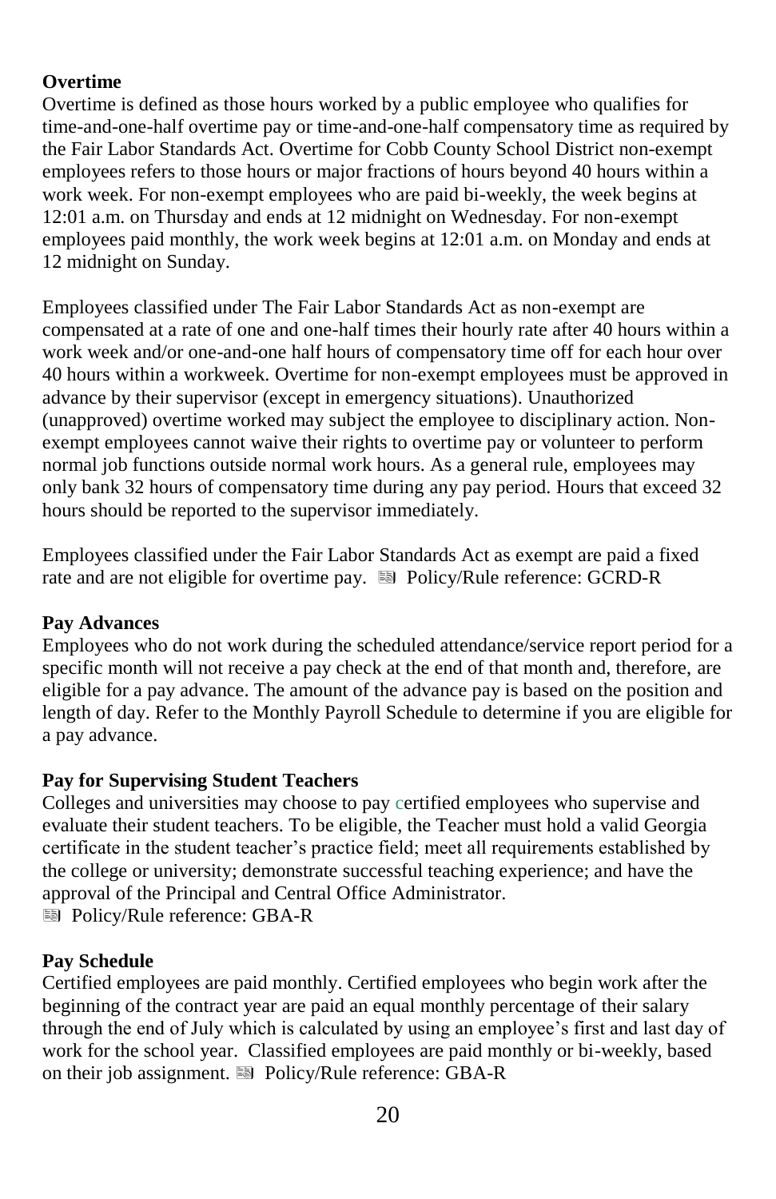**Overtime**

Overtime is defined as those hours worked by a public employee who qualifies for time-and-one-half overtime pay or time-and-one-half compensatory time as required by the Fair Labor Standards Act. Overtime for Cobb County School District non-exempt employees refers to those hours or major fractions of hours beyond 40 hours within a work week. For non-exempt employees who are paid bi-weekly, the week begins at 12:01 a.m. on Thursday and ends at 12 midnight on Wednesday. For non-exempt employees paid monthly, the work week begins at 12:01 a.m. on Monday and ends at 12 midnight on Sunday.

Employees classified under The Fair Labor Standards Act as non-exempt are compensated at a rate of one and one-half times their hourly rate after 40 hours within a work week and/or one-and-one half hours of compensatory time off for each hour over 40 hours within a workweek. Overtime for non-exempt employees must be approved in advance by their supervisor (except in emergency situations). Unauthorized (unapproved) overtime worked may subject the employee to disciplinary action. Non-exempt employees cannot waive their rights to overtime pay or volunteer to perform normal job functions outside normal work hours. As a general rule, employees may only bank 32 hours of compensatory time during any pay period. Hours that exceed 32 hours should be reported to the supervisor immediately.

Employees classified under the Fair Labor Standards Act as exempt are paid a fixed rate and are not eligible for overtime pay. Policy/Rule reference: GCRD-R

**Pay Advances**

Employees who do not work during the scheduled attendance/service report period for a specific month will not receive a pay check at the end of that month and, therefore, are eligible for a pay advance. The amount of the advance pay is based on the position and length of day. Refer to the Monthly Payroll Schedule to determine if you are eligible for a pay advance.

**Pay for Supervising Student Teachers**

Colleges and universities may choose to pay certified employees who supervise and evaluate their student teachers. To be eligible, the Teacher must hold a valid Georgia certificate in the student teacher's practice field; meet all requirements established by the college or university; demonstrate successful teaching experience; and have the approval of the Principal and Central Office Administrator.

Policy/Rule reference: GBA-R

**Pay Schedule**

Certified employees are paid monthly. Certified employees who begin work after the beginning of the contract year are paid an equal monthly percentage of their salary through the end of July which is calculated by using an employee's first and last day of work for the school year. Classified employees are paid monthly or bi-weekly, based on their job assignment. Policy/Rule reference: GBA-R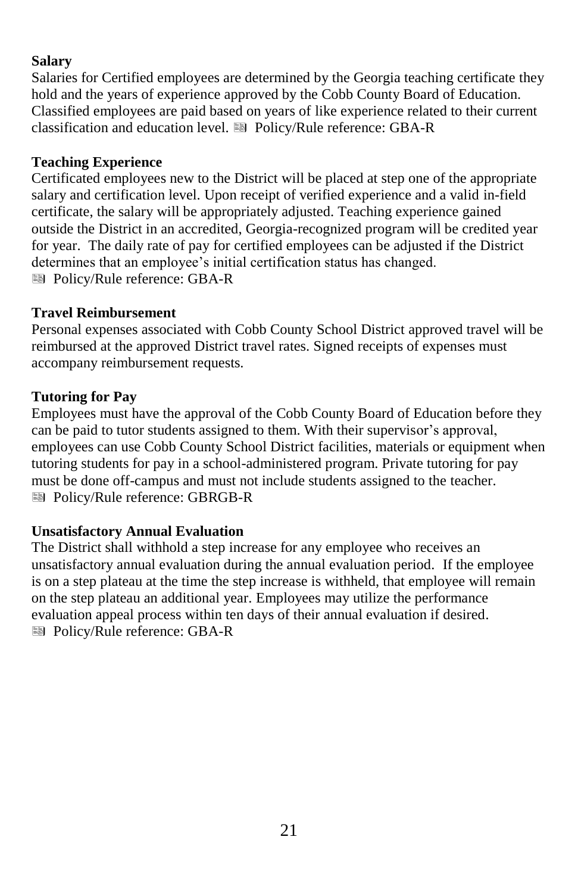**Salary**

Salaries for Certified employees are determined by the Georgia teaching certificate they hold and the years of experience approved by the Cobb County Board of Education. Classified employees are paid based on years of like experience related to their current classification and education level. Policy/Rule reference: GBA-R

**Teaching Experience**

Certificated employees new to the District will be placed at step one of the appropriate salary and certification level. Upon receipt of verified experience and a valid in-field certificate, the salary will be appropriately adjusted. Teaching experience gained outside the District in an accredited, Georgia-recognized program will be credited year for year. The daily rate of pay for certified employees can be adjusted if the District determines that an employee's initial certification status has changed.
Policy/Rule reference: GBA-R

**Travel Reimbursement**

Personal expenses associated with Cobb County School District approved travel will be reimbursed at the approved District travel rates. Signed receipts of expenses must accompany reimbursement requests.

**Tutoring for Pay**

Employees must have the approval of the Cobb County Board of Education before they can be paid to tutor students assigned to them. With their supervisor's approval, employees can use Cobb County School District facilities, materials or equipment when tutoring students for pay in a school-administered program. Private tutoring for pay must be done off-campus and must not include students assigned to the teacher.
Policy/Rule reference: GBRGB-R

**Unsatisfactory Annual Evaluation**

The District shall withhold a step increase for any employee who receives an unsatisfactory annual evaluation during the annual evaluation period. If the employee is on a step plateau at the time the step increase is withheld, that employee will remain on the step plateau an additional year. Employees may utilize the performance evaluation appeal process within ten days of their annual evaluation if desired.
Policy/Rule reference: GBA-R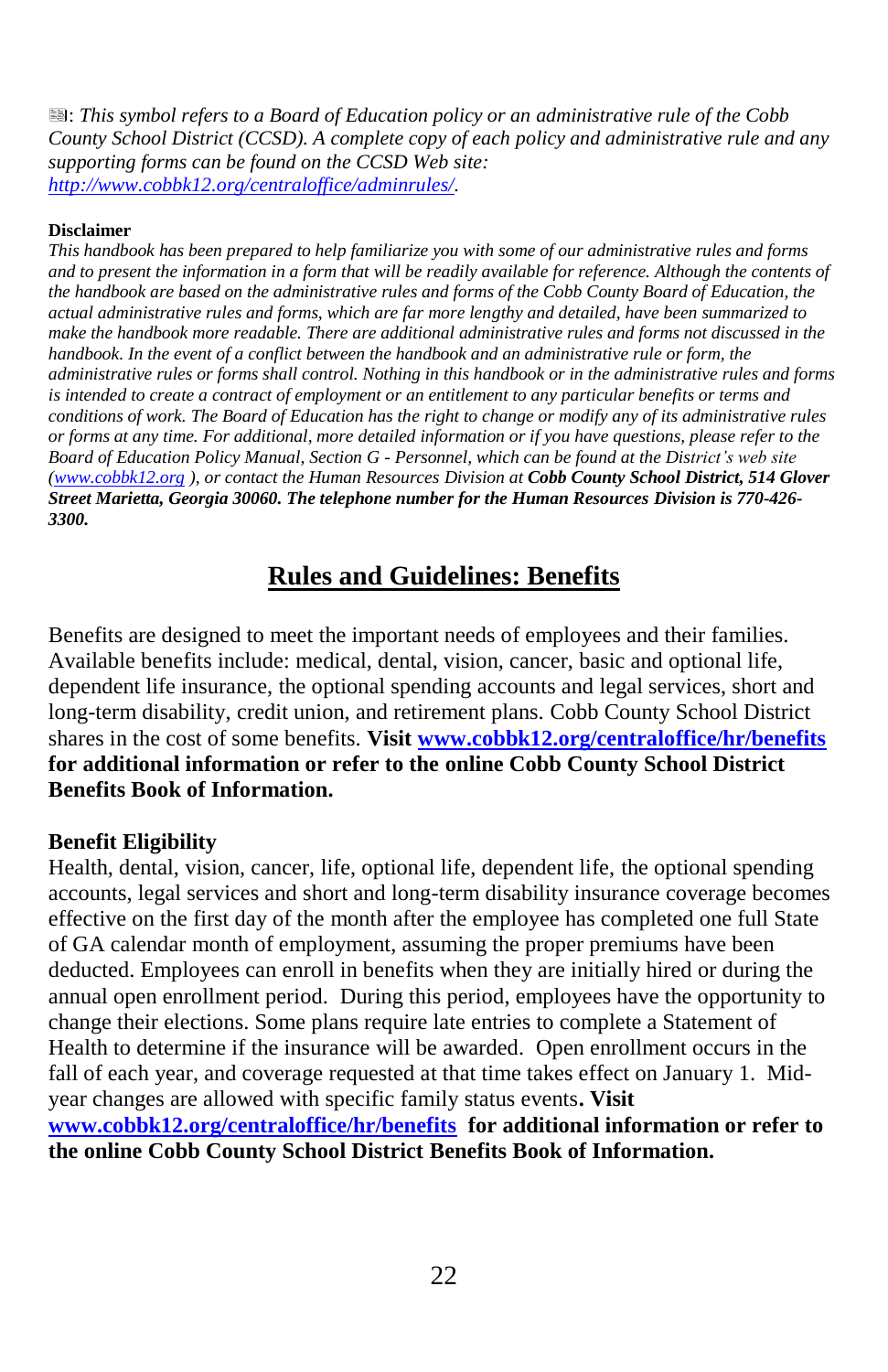📄: *This symbol refers to a Board of Education policy or an administrative rule of the Cobb County School District (CCSD). A complete copy of each policy and administrative rule and any supporting forms can be found on the CCSD Web site: http://www.cobbk12.org/centraloffice/adminrules/.*

**Disclaimer**

*This handbook has been prepared to help familiarize you with some of our administrative rules and forms and to present the information in a form that will be readily available for reference. Although the contents of the handbook are based on the administrative rules and forms of the Cobb County Board of Education, the actual administrative rules and forms, which are far more lengthy and detailed, have been summarized to make the handbook more readable. There are additional administrative rules and forms not discussed in the handbook. In the event of a conflict between the handbook and an administrative rule or form, the administrative rules or forms shall control. Nothing in this handbook or in the administrative rules and forms is intended to create a contract of employment or an entitlement to any particular benefits or terms and conditions of work. The Board of Education has the right to change or modify any of its administrative rules or forms at any time. For additional, more detailed information or if you have questions, please refer to the Board of Education Policy Manual, Section G - Personnel, which can be found at the District's web site (www.cobbk12.org ), or contact the Human Resources Division at* ***Cobb County School District, 514 Glover Street Marietta, Georgia 30060. The telephone number for the Human Resources Division is 770-426-3300.***

## Rules and Guidelines: Benefits

Benefits are designed to meet the important needs of employees and their families. Available benefits include: medical, dental, vision, cancer, basic and optional life, dependent life insurance, the optional spending accounts and legal services, short and long-term disability, credit union, and retirement plans. Cobb County School District shares in the cost of some benefits. **Visit www.cobbk12.org/centraloffice/hr/benefits for additional information or refer to the online Cobb County School District Benefits Book of Information.**

**Benefit Eligibility**

Health, dental, vision, cancer, life, optional life, dependent life, the optional spending accounts, legal services and short and long-term disability insurance coverage becomes effective on the first day of the month after the employee has completed one full State of GA calendar month of employment, assuming the proper premiums have been deducted. Employees can enroll in benefits when they are initially hired or during the annual open enrollment period. During this period, employees have the opportunity to change their elections. Some plans require late entries to complete a Statement of Health to determine if the insurance will be awarded. Open enrollment occurs in the fall of each year, and coverage requested at that time takes effect on January 1. Mid-year changes are allowed with specific family status events**. Visit www.cobbk12.org/centraloffice/hr/benefits for additional information or refer to the online Cobb County School District Benefits Book of Information.**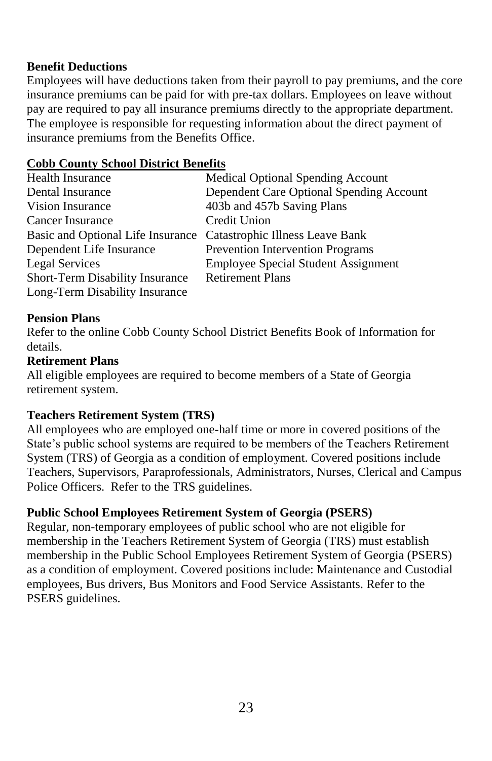**Benefit Deductions**

Employees will have deductions taken from their payroll to pay premiums, and the core insurance premiums can be paid for with pre-tax dollars. Employees on leave without pay are required to pay all insurance premiums directly to the appropriate department. The employee is responsible for requesting information about the direct payment of insurance premiums from the Benefits Office.

**Cobb County School District Benefits**

- Health Insurance
- Dental Insurance
- Vision Insurance
- Cancer Insurance
- Basic and Optional Life Insurance
- Dependent Life Insurance
- Legal Services
- Short-Term Disability Insurance
- Long-Term Disability Insurance
- Medical Optional Spending Account
- Dependent Care Optional Spending Account
- 403b and 457b Saving Plans
- Credit Union
- Catastrophic Illness Leave Bank
- Prevention Intervention Programs
- Employee Special Student Assignment
- Retirement Plans

**Pension Plans**

Refer to the online Cobb County School District Benefits Book of Information for details.

**Retirement Plans**

All eligible employees are required to become members of a State of Georgia retirement system.

**Teachers Retirement System (TRS)**

All employees who are employed one-half time or more in covered positions of the State's public school systems are required to be members of the Teachers Retirement System (TRS) of Georgia as a condition of employment. Covered positions include Teachers, Supervisors, Paraprofessionals, Administrators, Nurses, Clerical and Campus Police Officers. Refer to the TRS guidelines.

**Public School Employees Retirement System of Georgia (PSERS)**

Regular, non-temporary employees of public school who are not eligible for membership in the Teachers Retirement System of Georgia (TRS) must establish membership in the Public School Employees Retirement System of Georgia (PSERS) as a condition of employment. Covered positions include: Maintenance and Custodial employees, Bus drivers, Bus Monitors and Food Service Assistants. Refer to the PSERS guidelines.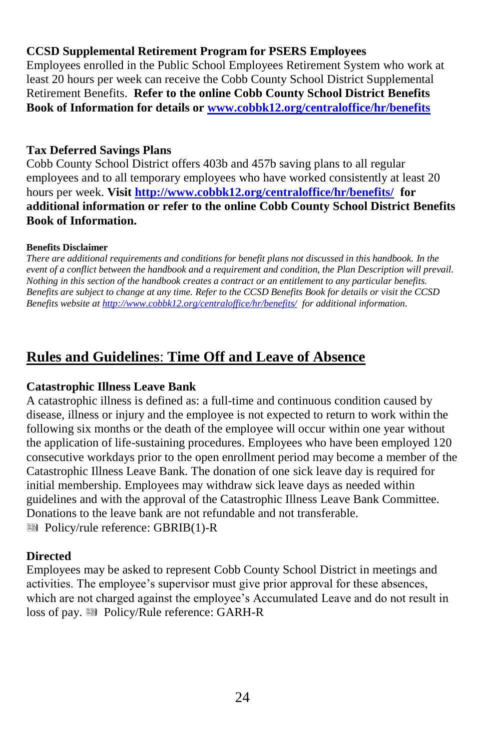### CCSD Supplemental Retirement Program for PSERS Employees

Employees enrolled in the Public School Employees Retirement System who work at least 20 hours per week can receive the Cobb County School District Supplemental Retirement Benefits. **Refer to the online Cobb County School District Benefits Book of Information for details or [www.cobbk12.org/centraloffice/hr/benefits](http://www.cobbk12.org/centraloffice/hr/benefits)**

### Tax Deferred Savings Plans

Cobb County School District offers 403b and 457b saving plans to all regular employees and to all temporary employees who have worked consistently at least 20 hours per week. **Visit [http://www.cobbk12.org/centraloffice/hr/benefits/](http://www.cobbk12.org/centraloffice/hr/benefits/) for additional information or refer to the online Cobb County School District Benefits Book of Information.**

#### Benefits Disclaimer

*There are additional requirements and conditions for benefit plans not discussed in this handbook. In the event of a conflict between the handbook and a requirement and condition, the Plan Description will prevail. Nothing in this section of the handbook creates a contract or an entitlement to any particular benefits. Benefits are subject to change at any time. Refer to the CCSD Benefits Book for details or visit the CCSD Benefits website at [http://www.cobbk12.org/centraloffice/hr/benefits/](http://www.cobbk12.org/centraloffice/hr/benefits/) for additional information.*

## Rules and Guidelines: Time Off and Leave of Absence

### Catastrophic Illness Leave Bank

A catastrophic illness is defined as: a full-time and continuous condition caused by disease, illness or injury and the employee is not expected to return to work within the following six months or the death of the employee will occur within one year without the application of life-sustaining procedures. Employees who have been employed 120 consecutive workdays prior to the open enrollment period may become a member of the Catastrophic Illness Leave Bank. The donation of one sick leave day is required for initial membership. Employees may withdraw sick leave days as needed within guidelines and with the approval of the Catastrophic Illness Leave Bank Committee. Donations to the leave bank are not refundable and not transferable.

Policy/rule reference: GBRIB(1)-R

### Directed

Employees may be asked to represent Cobb County School District in meetings and activities. The employee's supervisor must give prior approval for these absences, which are not charged against the employee's Accumulated Leave and do not result in loss of pay. Policy/Rule reference: GARH-R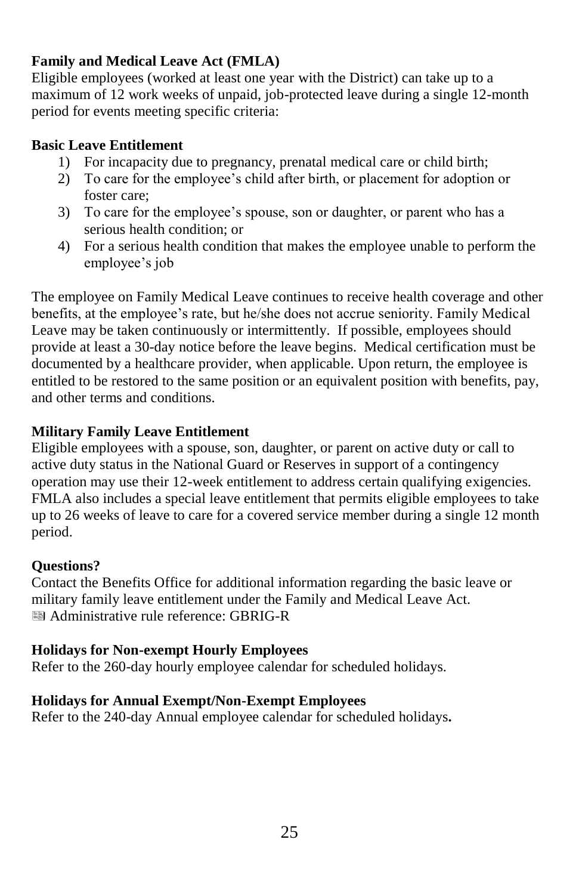**Family and Medical Leave Act (FMLA)**

Eligible employees (worked at least one year with the District) can take up to a maximum of 12 work weeks of unpaid, job-protected leave during a single 12-month period for events meeting specific criteria:

**Basic Leave Entitlement**

1) For incapacity due to pregnancy, prenatal medical care or child birth;
2) To care for the employee's child after birth, or placement for adoption or foster care;
3) To care for the employee's spouse, son or daughter, or parent who has a serious health condition; or
4) For a serious health condition that makes the employee unable to perform the employee's job

The employee on Family Medical Leave continues to receive health coverage and other benefits, at the employee's rate, but he/she does not accrue seniority. Family Medical Leave may be taken continuously or intermittently. If possible, employees should provide at least a 30-day notice before the leave begins. Medical certification must be documented by a healthcare provider, when applicable. Upon return, the employee is entitled to be restored to the same position or an equivalent position with benefits, pay, and other terms and conditions.

**Military Family Leave Entitlement**

Eligible employees with a spouse, son, daughter, or parent on active duty or call to active duty status in the National Guard or Reserves in support of a contingency operation may use their 12-week entitlement to address certain qualifying exigencies. FMLA also includes a special leave entitlement that permits eligible employees to take up to 26 weeks of leave to care for a covered service member during a single 12 month period.

**Questions?**

Contact the Benefits Office for additional information regarding the basic leave or military family leave entitlement under the Family and Medical Leave Act.
Administrative rule reference: GBRIG-R

**Holidays for Non-exempt Hourly Employees**

Refer to the 260-day hourly employee calendar for scheduled holidays.

**Holidays for Annual Exempt/Non-Exempt Employees**

Refer to the 240-day Annual employee calendar for scheduled holidays**.**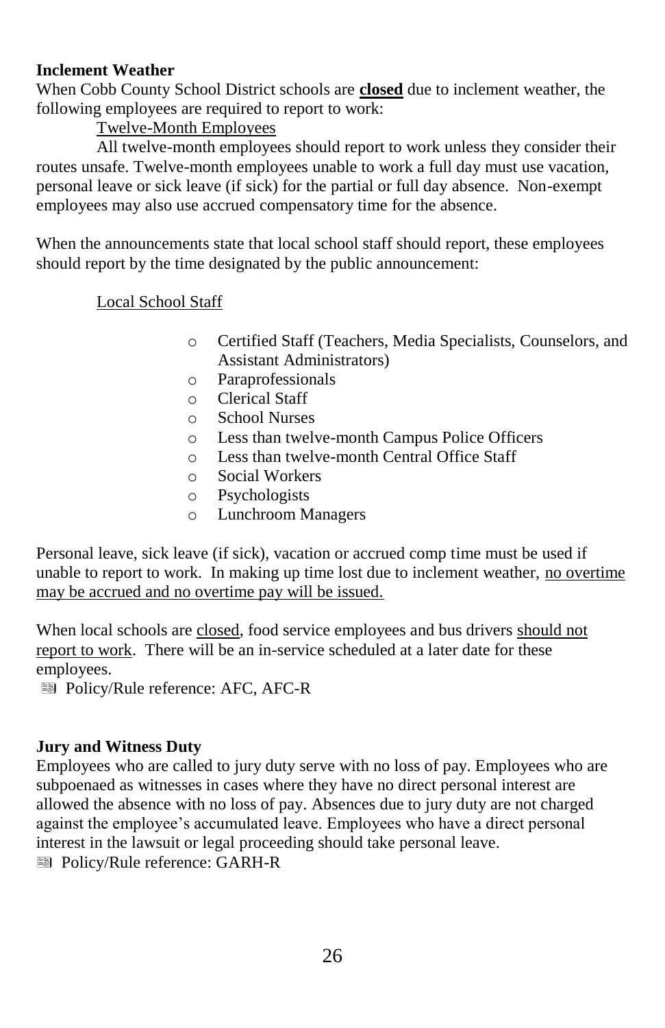**Inclement Weather**

When Cobb County School District schools are **closed** due to inclement weather, the following employees are required to report to work:

Twelve-Month Employees

All twelve-month employees should report to work unless they consider their routes unsafe. Twelve-month employees unable to work a full day must use vacation, personal leave or sick leave (if sick) for the partial or full day absence. Non-exempt employees may also use accrued compensatory time for the absence.

When the announcements state that local school staff should report, these employees should report by the time designated by the public announcement:

Local School Staff

- Certified Staff (Teachers, Media Specialists, Counselors, and Assistant Administrators)
- Paraprofessionals
- Clerical Staff
- School Nurses
- Less than twelve-month Campus Police Officers
- Less than twelve-month Central Office Staff
- Social Workers
- Psychologists
- Lunchroom Managers

Personal leave, sick leave (if sick), vacation or accrued comp time must be used if unable to report to work. In making up time lost due to inclement weather, no overtime may be accrued and no overtime pay will be issued.

When local schools are closed, food service employees and bus drivers should not report to work. There will be an in-service scheduled at a later date for these employees.

Policy/Rule reference: AFC, AFC-R

**Jury and Witness Duty**

Employees who are called to jury duty serve with no loss of pay. Employees who are subpoenaed as witnesses in cases where they have no direct personal interest are allowed the absence with no loss of pay. Absences due to jury duty are not charged against the employee's accumulated leave. Employees who have a direct personal interest in the lawsuit or legal proceeding should take personal leave.

Policy/Rule reference: GARH-R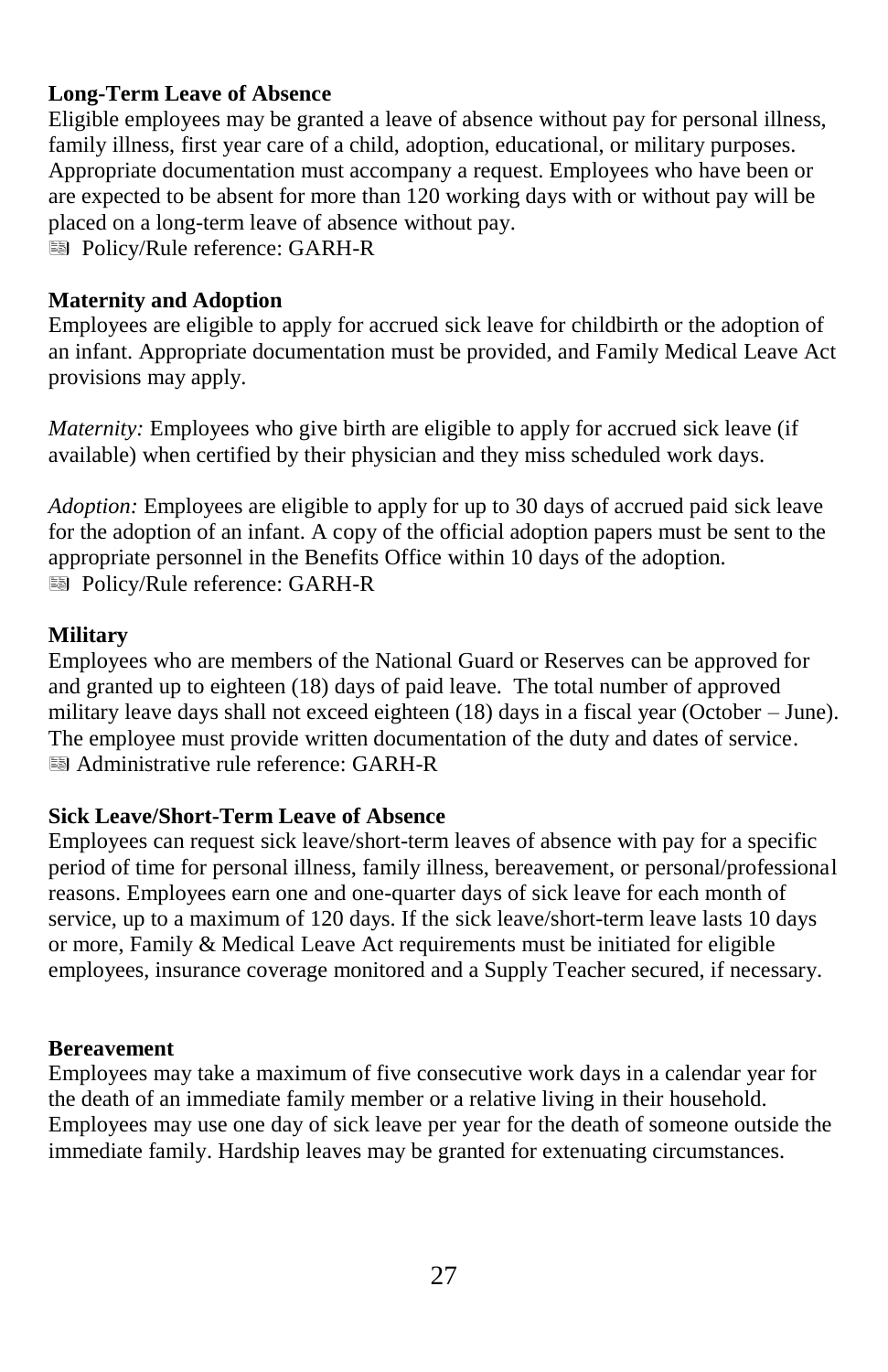**Long-Term Leave of Absence**

Eligible employees may be granted a leave of absence without pay for personal illness, family illness, first year care of a child, adoption, educational, or military purposes. Appropriate documentation must accompany a request. Employees who have been or are expected to be absent for more than 120 working days with or without pay will be placed on a long-term leave of absence without pay.

Policy/Rule reference: GARH-R

**Maternity and Adoption**

Employees are eligible to apply for accrued sick leave for childbirth or the adoption of an infant. Appropriate documentation must be provided, and Family Medical Leave Act provisions may apply.

*Maternity:* Employees who give birth are eligible to apply for accrued sick leave (if available) when certified by their physician and they miss scheduled work days.

*Adoption:* Employees are eligible to apply for up to 30 days of accrued paid sick leave for the adoption of an infant. A copy of the official adoption papers must be sent to the appropriate personnel in the Benefits Office within 10 days of the adoption.

Policy/Rule reference: GARH-R

**Military**

Employees who are members of the National Guard or Reserves can be approved for and granted up to eighteen (18) days of paid leave. The total number of approved military leave days shall not exceed eighteen (18) days in a fiscal year (October – June). The employee must provide written documentation of the duty and dates of service.

Administrative rule reference: GARH-R

**Sick Leave/Short-Term Leave of Absence**

Employees can request sick leave/short-term leaves of absence with pay for a specific period of time for personal illness, family illness, bereavement, or personal/professional reasons. Employees earn one and one-quarter days of sick leave for each month of service, up to a maximum of 120 days. If the sick leave/short-term leave lasts 10 days or more, Family & Medical Leave Act requirements must be initiated for eligible employees, insurance coverage monitored and a Supply Teacher secured, if necessary.

**Bereavement**

Employees may take a maximum of five consecutive work days in a calendar year for the death of an immediate family member or a relative living in their household. Employees may use one day of sick leave per year for the death of someone outside the immediate family. Hardship leaves may be granted for extenuating circumstances.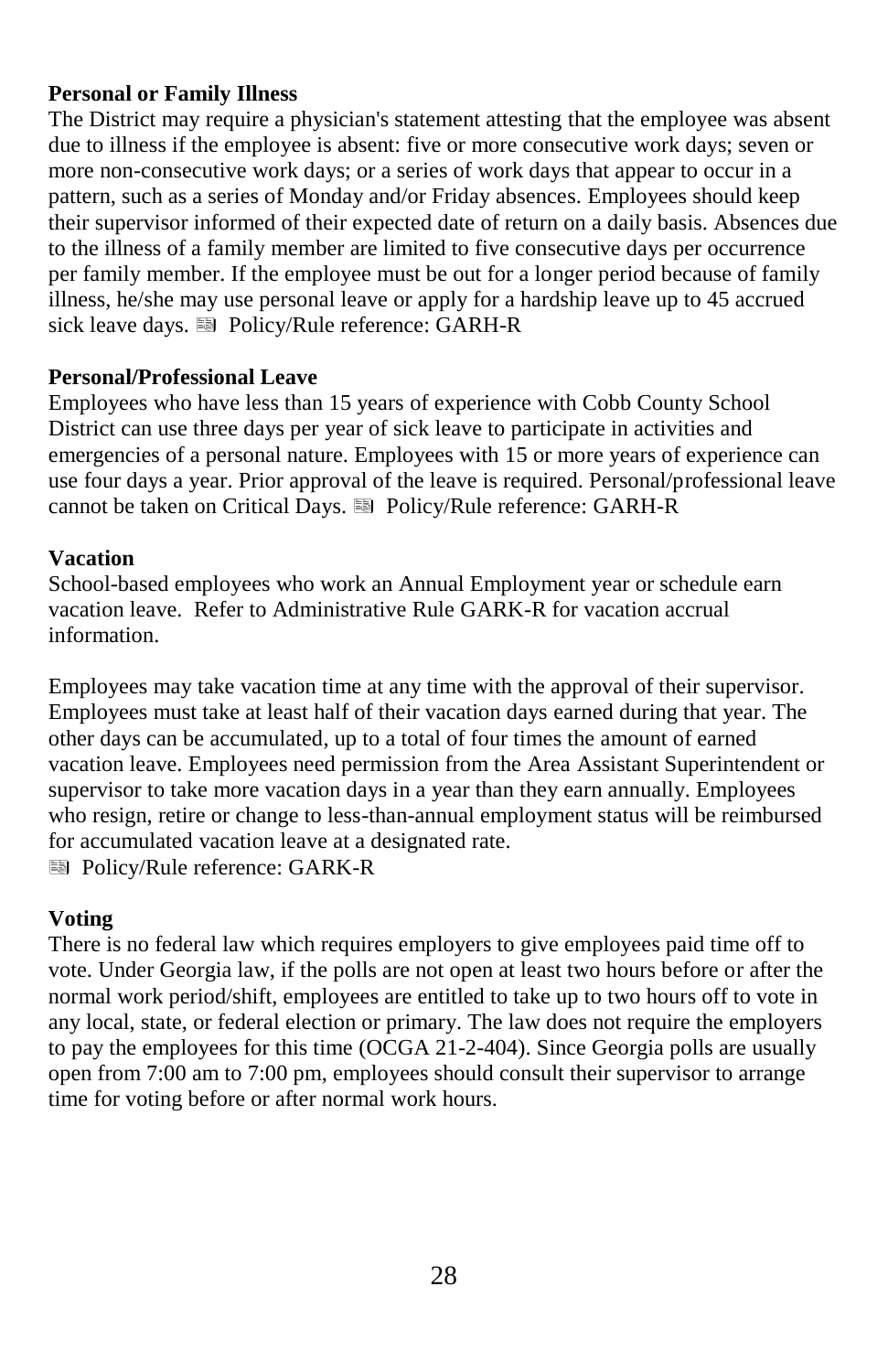**Personal or Family Illness**

The District may require a physician's statement attesting that the employee was absent due to illness if the employee is absent: five or more consecutive work days; seven or more non-consecutive work days; or a series of work days that appear to occur in a pattern, such as a series of Monday and/or Friday absences. Employees should keep their supervisor informed of their expected date of return on a daily basis. Absences due to the illness of a family member are limited to five consecutive days per occurrence per family member. If the employee must be out for a longer period because of family illness, he/she may use personal leave or apply for a hardship leave up to 45 accrued sick leave days. Policy/Rule reference: GARH-R

**Personal/Professional Leave**

Employees who have less than 15 years of experience with Cobb County School District can use three days per year of sick leave to participate in activities and emergencies of a personal nature. Employees with 15 or more years of experience can use four days a year. Prior approval of the leave is required. Personal/professional leave cannot be taken on Critical Days. Policy/Rule reference: GARH-R

**Vacation**

School-based employees who work an Annual Employment year or schedule earn vacation leave. Refer to Administrative Rule GARK-R for vacation accrual information.

Employees may take vacation time at any time with the approval of their supervisor. Employees must take at least half of their vacation days earned during that year. The other days can be accumulated, up to a total of four times the amount of earned vacation leave. Employees need permission from the Area Assistant Superintendent or supervisor to take more vacation days in a year than they earn annually. Employees who resign, retire or change to less-than-annual employment status will be reimbursed for accumulated vacation leave at a designated rate.

Policy/Rule reference: GARK-R

**Voting**

There is no federal law which requires employers to give employees paid time off to vote. Under Georgia law, if the polls are not open at least two hours before or after the normal work period/shift, employees are entitled to take up to two hours off to vote in any local, state, or federal election or primary. The law does not require the employers to pay the employees for this time (OCGA 21-2-404). Since Georgia polls are usually open from 7:00 am to 7:00 pm, employees should consult their supervisor to arrange time for voting before or after normal work hours.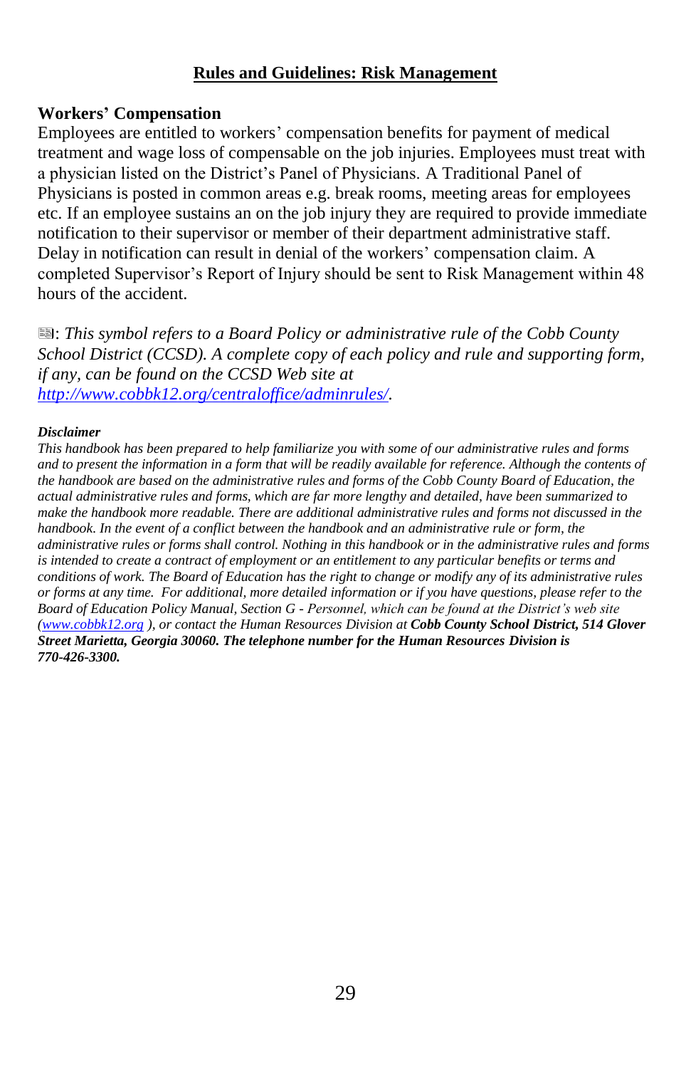## Rules and Guidelines: Risk Management

### Workers' Compensation

Employees are entitled to workers' compensation benefits for payment of medical treatment and wage loss of compensable on the job injuries. Employees must treat with a physician listed on the District's Panel of Physicians. A Traditional Panel of Physicians is posted in common areas e.g. break rooms, meeting areas for employees etc. If an employee sustains an on the job injury they are required to provide immediate notification to their supervisor or member of their department administrative staff. Delay in notification can result in denial of the workers' compensation claim. A completed Supervisor's Report of Injury should be sent to Risk Management within 48 hours of the accident.

📑: *This symbol refers to a Board Policy or administrative rule of the Cobb County School District (CCSD). A complete copy of each policy and rule and supporting form, if any, can be found on the CCSD Web site at [http://www.cobbk12.org/centraloffice/adminrules/](http://www.cobbk12.org/centraloffice/adminrules/).*

***Disclaimer***

*This handbook has been prepared to help familiarize you with some of our administrative rules and forms and to present the information in a form that will be readily available for reference. Although the contents of the handbook are based on the administrative rules and forms of the Cobb County Board of Education, the actual administrative rules and forms, which are far more lengthy and detailed, have been summarized to make the handbook more readable. There are additional administrative rules and forms not discussed in the handbook. In the event of a conflict between the handbook and an administrative rule or form, the administrative rules or forms shall control. Nothing in this handbook or in the administrative rules and forms is intended to create a contract of employment or an entitlement to any particular benefits or terms and conditions of work. The Board of Education has the right to change or modify any of its administrative rules or forms at any time. For additional, more detailed information or if you have questions, please refer to the Board of Education Policy Manual, Section G - Personnel, which can be found at the District's web site ([www.cobbk12.org](http://www.cobbk12.org) ), or contact the Human Resources Division at* ***Cobb County School District, 514 Glover Street Marietta, Georgia 30060. The telephone number for the Human Resources Division is 770-426-3300.***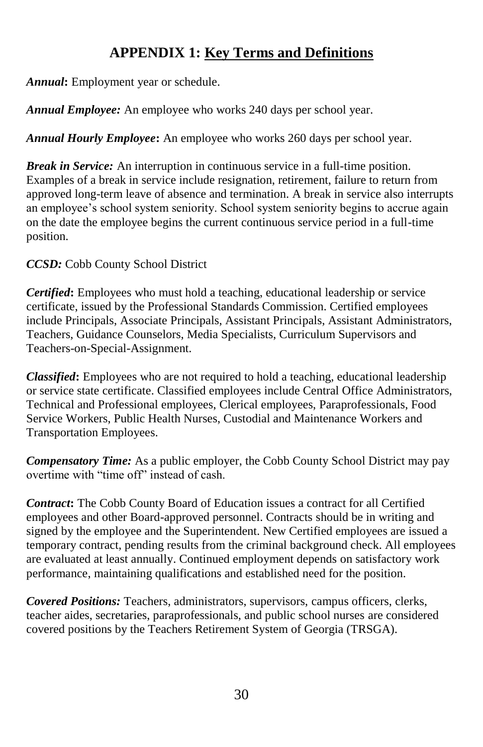## APPENDIX 1: Key Terms and Definitions

***Annual*:** Employment year or schedule.

***Annual Employee:*** An employee who works 240 days per school year.

***Annual Hourly Employee*:** An employee who works 260 days per school year.

***Break in Service:*** An interruption in continuous service in a full-time position. Examples of a break in service include resignation, retirement, failure to return from approved long-term leave of absence and termination. A break in service also interrupts an employee's school system seniority. School system seniority begins to accrue again on the date the employee begins the current continuous service period in a full-time position.

***CCSD:*** Cobb County School District

***Certified*:** Employees who must hold a teaching, educational leadership or service certificate, issued by the Professional Standards Commission. Certified employees include Principals, Associate Principals, Assistant Principals, Assistant Administrators, Teachers, Guidance Counselors, Media Specialists, Curriculum Supervisors and Teachers-on-Special-Assignment.

***Classified*:** Employees who are not required to hold a teaching, educational leadership or service state certificate. Classified employees include Central Office Administrators, Technical and Professional employees, Clerical employees, Paraprofessionals, Food Service Workers, Public Health Nurses, Custodial and Maintenance Workers and Transportation Employees.

***Compensatory Time:*** As a public employer, the Cobb County School District may pay overtime with "time off" instead of cash.

***Contract*:** The Cobb County Board of Education issues a contract for all Certified employees and other Board-approved personnel. Contracts should be in writing and signed by the employee and the Superintendent. New Certified employees are issued a temporary contract, pending results from the criminal background check. All employees are evaluated at least annually. Continued employment depends on satisfactory work performance, maintaining qualifications and established need for the position.

***Covered Positions:*** Teachers, administrators, supervisors, campus officers, clerks, teacher aides, secretaries, paraprofessionals, and public school nurses are considered covered positions by the Teachers Retirement System of Georgia (TRSGA).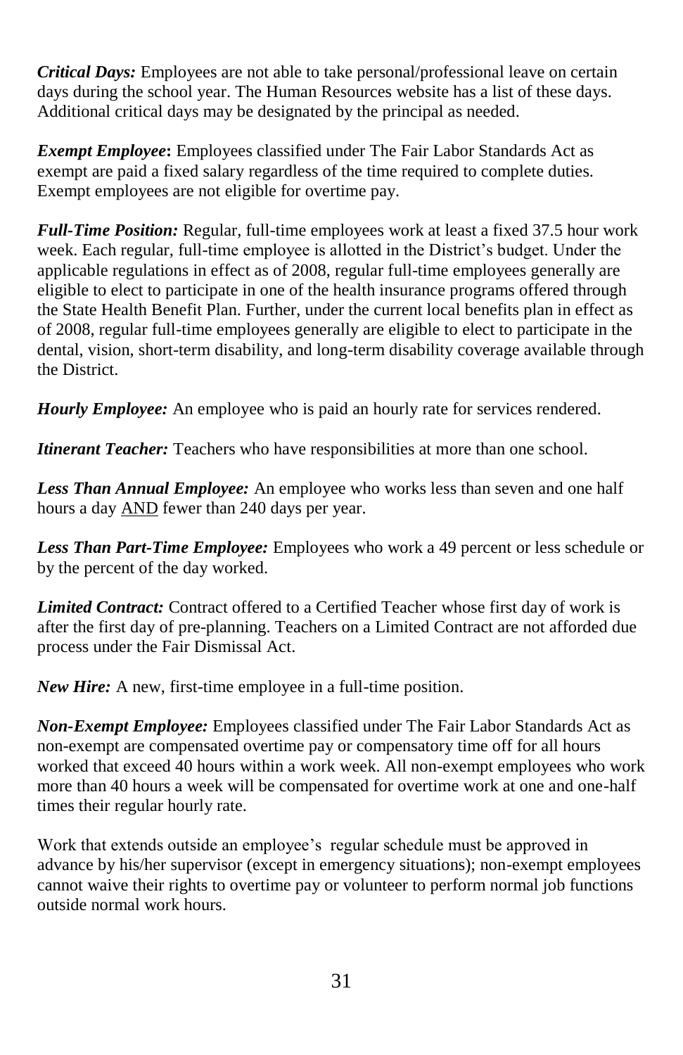***Critical Days:*** Employees are not able to take personal/professional leave on certain days during the school year. The Human Resources website has a list of these days. Additional critical days may be designated by the principal as needed.

***Exempt Employee*:** Employees classified under The Fair Labor Standards Act as exempt are paid a fixed salary regardless of the time required to complete duties. Exempt employees are not eligible for overtime pay.

***Full-Time Position:*** Regular, full-time employees work at least a fixed 37.5 hour work week. Each regular, full-time employee is allotted in the District's budget. Under the applicable regulations in effect as of 2008, regular full-time employees generally are eligible to elect to participate in one of the health insurance programs offered through the State Health Benefit Plan. Further, under the current local benefits plan in effect as of 2008, regular full-time employees generally are eligible to elect to participate in the dental, vision, short-term disability, and long-term disability coverage available through the District.

***Hourly Employee:*** An employee who is paid an hourly rate for services rendered.

***Itinerant Teacher:*** Teachers who have responsibilities at more than one school.

***Less Than Annual Employee:*** An employee who works less than seven and one half hours a day <u>AND</u> fewer than 240 days per year.

***Less Than Part-Time Employee:*** Employees who work a 49 percent or less schedule or by the percent of the day worked.

***Limited Contract:*** Contract offered to a Certified Teacher whose first day of work is after the first day of pre-planning. Teachers on a Limited Contract are not afforded due process under the Fair Dismissal Act.

***New Hire:*** A new, first-time employee in a full-time position.

***Non-Exempt Employee:*** Employees classified under The Fair Labor Standards Act as non-exempt are compensated overtime pay or compensatory time off for all hours worked that exceed 40 hours within a work week. All non-exempt employees who work more than 40 hours a week will be compensated for overtime work at one and one-half times their regular hourly rate.

Work that extends outside an employee's regular schedule must be approved in advance by his/her supervisor (except in emergency situations); non-exempt employees cannot waive their rights to overtime pay or volunteer to perform normal job functions outside normal work hours.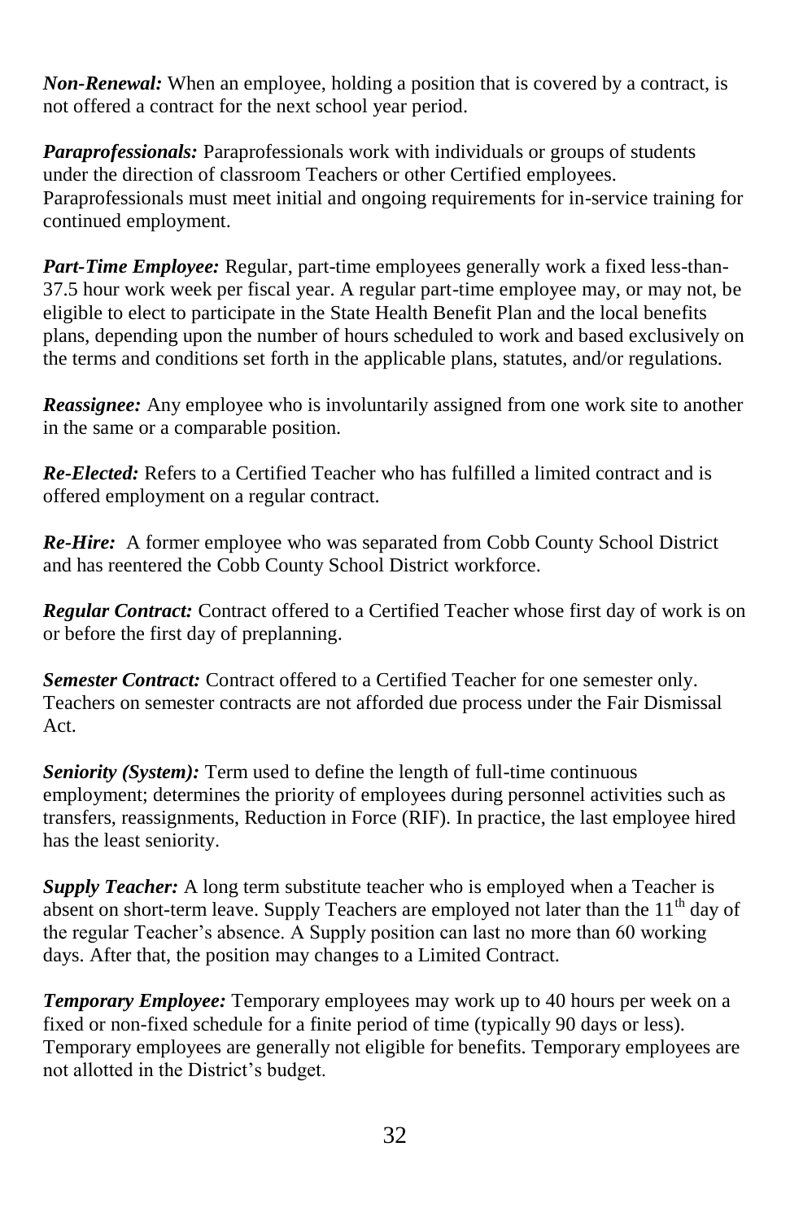***Non-Renewal:*** When an employee, holding a position that is covered by a contract, is not offered a contract for the next school year period.

***Paraprofessionals:*** Paraprofessionals work with individuals or groups of students under the direction of classroom Teachers or other Certified employees. Paraprofessionals must meet initial and ongoing requirements for in-service training for continued employment.

***Part-Time Employee:*** Regular, part-time employees generally work a fixed less-than-37.5 hour work week per fiscal year. A regular part-time employee may, or may not, be eligible to elect to participate in the State Health Benefit Plan and the local benefits plans, depending upon the number of hours scheduled to work and based exclusively on the terms and conditions set forth in the applicable plans, statutes, and/or regulations.

***Reassignee:*** Any employee who is involuntarily assigned from one work site to another in the same or a comparable position.

***Re-Elected:*** Refers to a Certified Teacher who has fulfilled a limited contract and is offered employment on a regular contract.

***Re-Hire:*** A former employee who was separated from Cobb County School District and has reentered the Cobb County School District workforce.

***Regular Contract:*** Contract offered to a Certified Teacher whose first day of work is on or before the first day of preplanning.

***Semester Contract:*** Contract offered to a Certified Teacher for one semester only. Teachers on semester contracts are not afforded due process under the Fair Dismissal Act.

***Seniority (System):*** Term used to define the length of full-time continuous employment; determines the priority of employees during personnel activities such as transfers, reassignments, Reduction in Force (RIF). In practice, the last employee hired has the least seniority.

***Supply Teacher:*** A long term substitute teacher who is employed when a Teacher is absent on short-term leave. Supply Teachers are employed not later than the 11th day of the regular Teacher's absence. A Supply position can last no more than 60 working days. After that, the position may changes to a Limited Contract.

***Temporary Employee:*** Temporary employees may work up to 40 hours per week on a fixed or non-fixed schedule for a finite period of time (typically 90 days or less). Temporary employees are generally not eligible for benefits. Temporary employees are not allotted in the District's budget.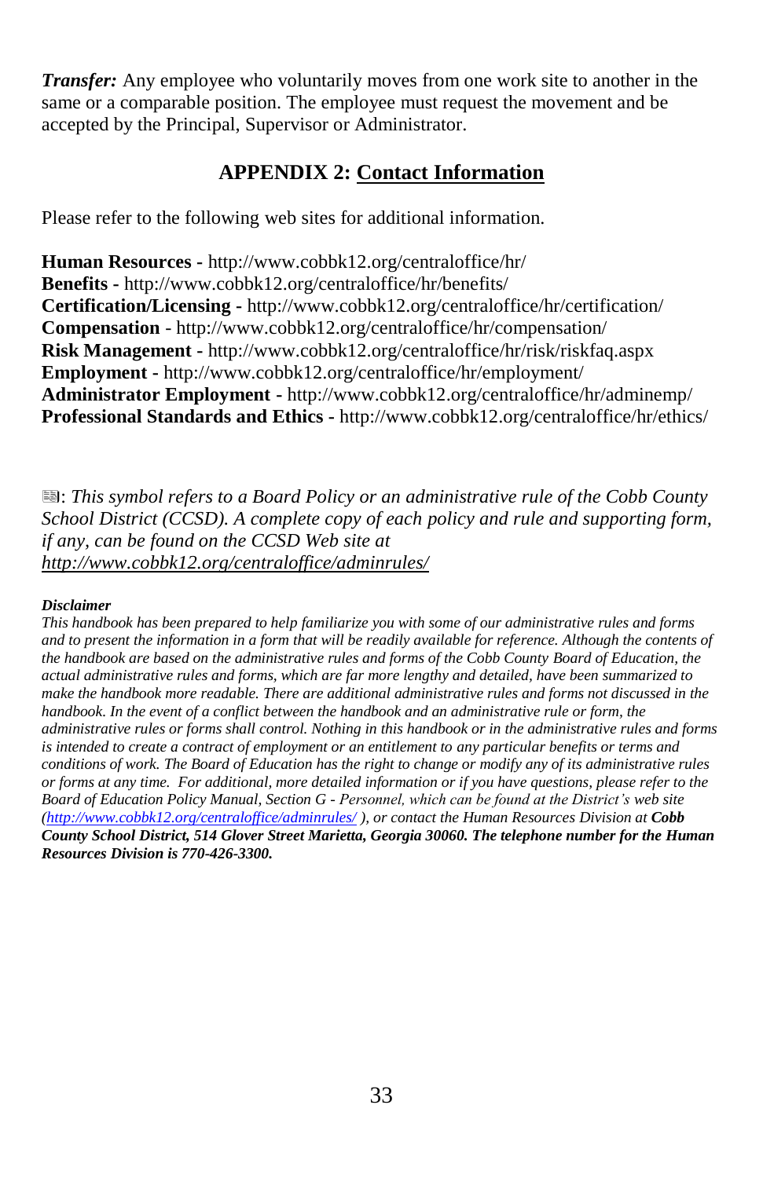***Transfer:*** Any employee who voluntarily moves from one work site to another in the same or a comparable position. The employee must request the movement and be accepted by the Principal, Supervisor or Administrator.

## APPENDIX 2: Contact Information

Please refer to the following web sites for additional information.

**Human Resources -** http://www.cobbk12.org/centraloffice/hr/
**Benefits -** http://www.cobbk12.org/centraloffice/hr/benefits/
**Certification/Licensing -** http://www.cobbk12.org/centraloffice/hr/certification/
**Compensation** - http://www.cobbk12.org/centraloffice/hr/compensation/
**Risk Management -** http://www.cobbk12.org/centraloffice/hr/risk/riskfaq.aspx
**Employment -** http://www.cobbk12.org/centraloffice/hr/employment/
**Administrator Employment -** http://www.cobbk12.org/centraloffice/hr/adminemp/
**Professional Standards and Ethics -** http://www.cobbk12.org/centraloffice/hr/ethics/

: *This symbol refers to a Board Policy or an administrative rule of the Cobb County School District (CCSD). A complete copy of each policy and rule and supporting form, if any, can be found on the CCSD Web site at* *http://www.cobbk12.org/centraloffice/adminrules/*

***Disclaimer***
*This handbook has been prepared to help familiarize you with some of our administrative rules and forms and to present the information in a form that will be readily available for reference. Although the contents of the handbook are based on the administrative rules and forms of the Cobb County Board of Education, the actual administrative rules and forms, which are far more lengthy and detailed, have been summarized to make the handbook more readable. There are additional administrative rules and forms not discussed in the handbook. In the event of a conflict between the handbook and an administrative rule or form, the administrative rules or forms shall control. Nothing in this handbook or in the administrative rules and forms is intended to create a contract of employment or an entitlement to any particular benefits or terms and conditions of work. The Board of Education has the right to change or modify any of its administrative rules or forms at any time. For additional, more detailed information or if you have questions, please refer to the Board of Education Policy Manual, Section G - Personnel, which can be found at the District's web site (http://www.cobbk12.org/centraloffice/adminrules/ ), or contact the Human Resources Division at* ***Cobb County School District, 514 Glover Street Marietta, Georgia 30060. The telephone number for the Human Resources Division is 770-426-3300.***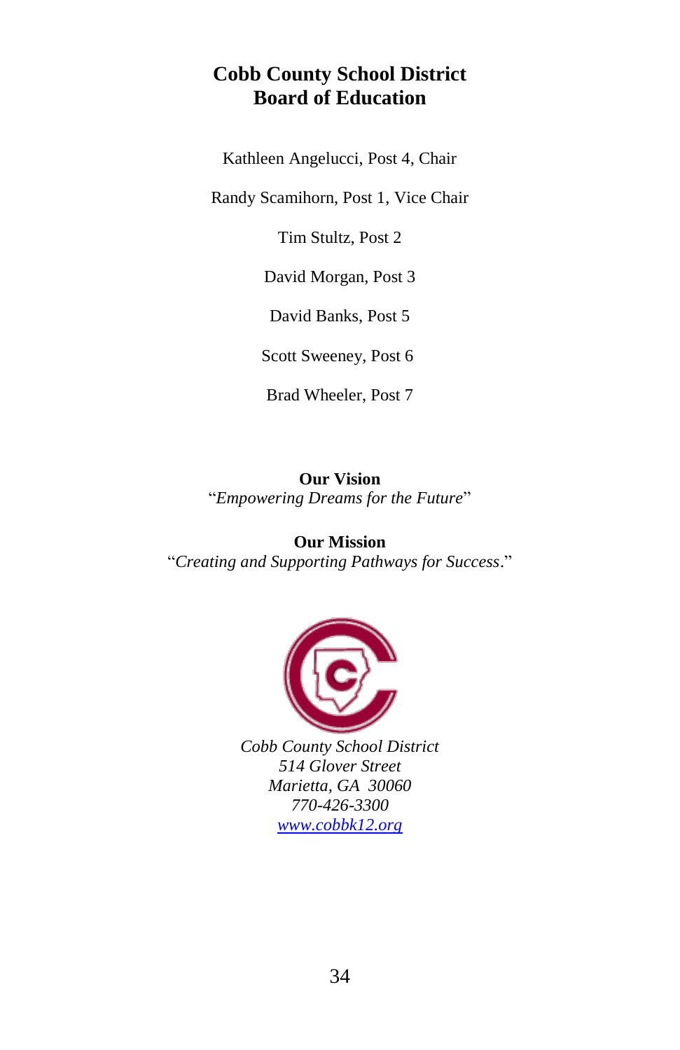# Cobb County School District
# Board of Education

Kathleen Angelucci, Post 4, Chair

Randy Scamihorn, Post 1, Vice Chair

Tim Stultz, Post 2

David Morgan, Post 3

David Banks, Post 5

Scott Sweeney, Post 6

Brad Wheeler, Post 7

**Our Vision**
"*Empowering Dreams for the Future*"

**Our Mission**
"*Creating and Supporting Pathways for Success*."

*Cobb County School District*
*514 Glover Street*
*Marietta, GA 30060*
*770-426-3300*
*www.cobbk12.org*